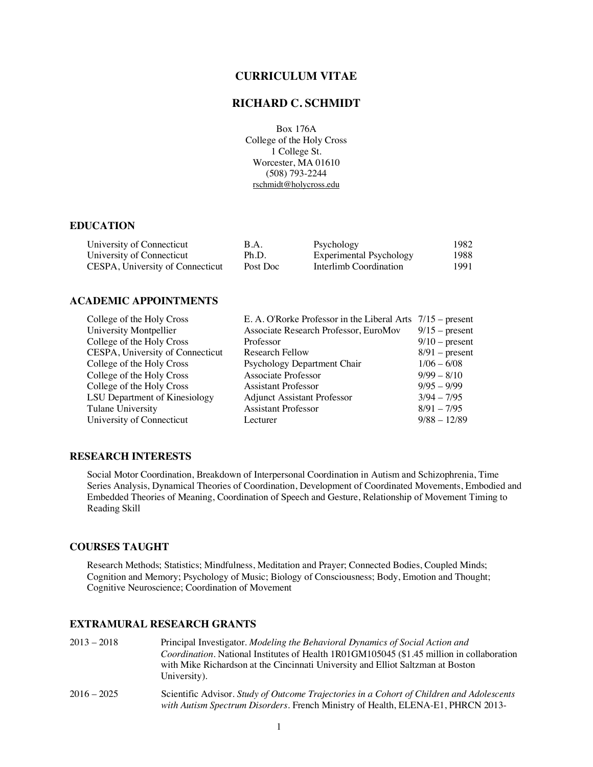# CURRICULUM VITAE

# RICHARD C. SCHMIDT

Box 176A
College of the Holy Cross
1 College St.
Worcester, MA 01610
(508) 793-2244
rschmidt@holycross.edu

## EDUCATION

| | | | |
|---|---|---|---|
| University of Connecticut | B.A. | Psychology | 1982 |
| University of Connecticut | Ph.D. | Experimental Psychology | 1988 |
| CESPA, University of Connecticut | Post Doc | Interlimb Coordination | 1991 |

## ACADEMIC APPOINTMENTS

| | | |
|---|---|---|
| College of the Holy Cross | E. A. O'Rorke Professor in the Liberal Arts | 7/15 – present |
| University Montpellier | Associate Research Professor, EuroMov | 9/15 – present |
| College of the Holy Cross | Professor | 9/10 – present |
| CESPA, University of Connecticut | Research Fellow | 8/91 – present |
| College of the Holy Cross | Psychology Department Chair | 1/06 – 6/08 |
| College of the Holy Cross | Associate Professor | 9/99 – 8/10 |
| College of the Holy Cross | Assistant Professor | 9/95 – 9/99 |
| LSU Department of Kinesiology | Adjunct Assistant Professor | 3/94 – 7/95 |
| Tulane University | Assistant Professor | 8/91 – 7/95 |
| University of Connecticut | Lecturer | 9/88 – 12/89 |

## RESEARCH INTERESTS

Social Motor Coordination, Breakdown of Interpersonal Coordination in Autism and Schizophrenia, Time Series Analysis, Dynamical Theories of Coordination, Development of Coordinated Movements, Embodied and Embedded Theories of Meaning, Coordination of Speech and Gesture, Relationship of Movement Timing to Reading Skill

## COURSES TAUGHT

Research Methods; Statistics; Mindfulness, Meditation and Prayer; Connected Bodies, Coupled Minds; Cognition and Memory; Psychology of Music; Biology of Consciousness; Body, Emotion and Thought; Cognitive Neuroscience; Coordination of Movement

## EXTRAMURAL RESEARCH GRANTS

2013 – 2018 Principal Investigator. *Modeling the Behavioral Dynamics of Social Action and Coordination*. National Institutes of Health 1R01GM105045 ($1.45 million in collaboration with Mike Richardson at the Cincinnati University and Elliot Saltzman at Boston University).

2016 – 2025 Scientific Advisor. *Study of Outcome Trajectories in a Cohort of Children and Adolescents with Autism Spectrum Disorders*. French Ministry of Health, ELENA-E1, PHRCN 2013-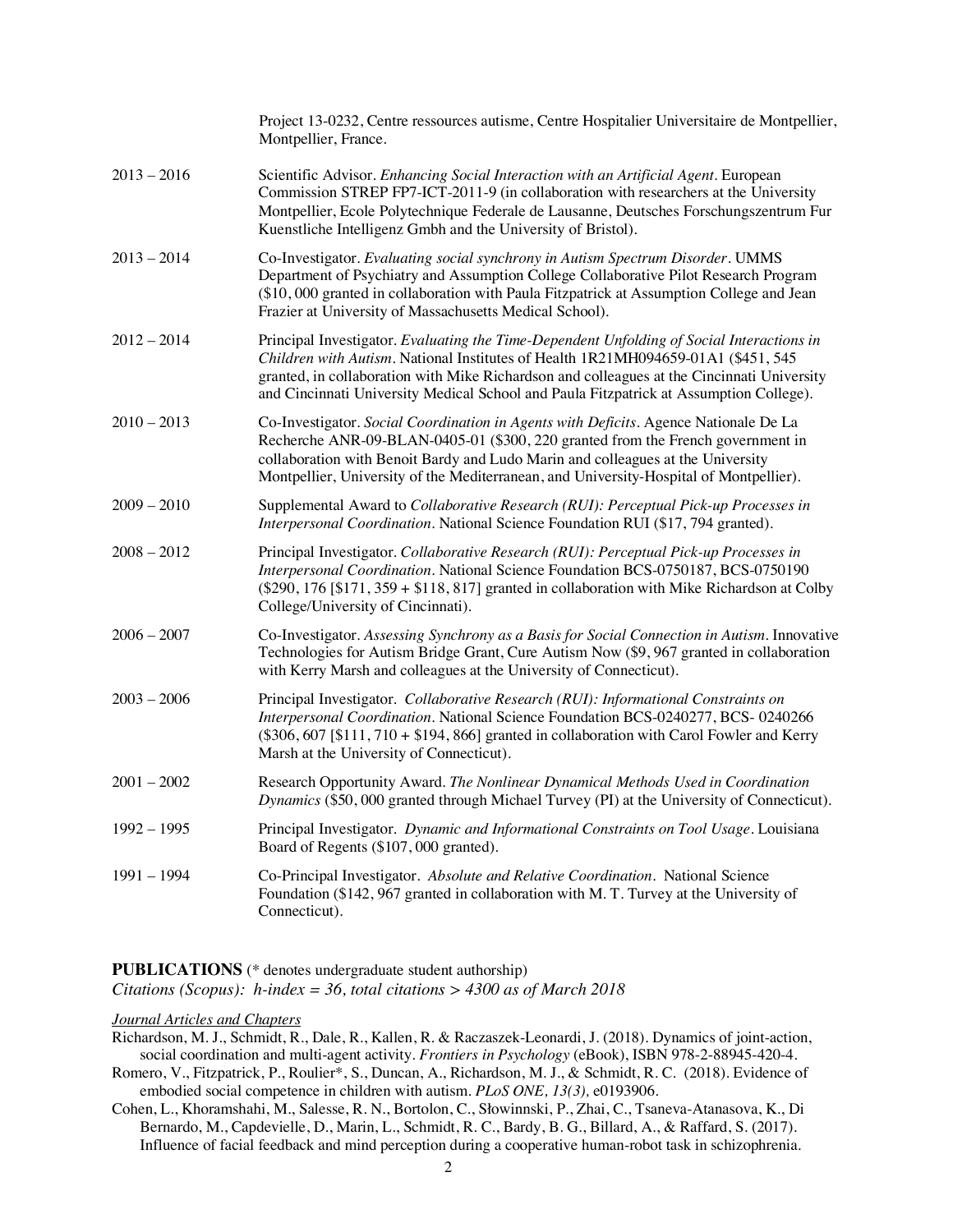Project 13-0232, Centre ressources autisme, Centre Hospitalier Universitaire de Montpellier, Montpellier, France.

2013 – 2016 Scientific Advisor. *Enhancing Social Interaction with an Artificial Agent*. European Commission STREP FP7-ICT-2011-9 (in collaboration with researchers at the University Montpellier, Ecole Polytechnique Federale de Lausanne, Deutsches Forschungszentrum Fur Kuenstliche Intelligenz Gmbh and the University of Bristol).

2013 – 2014 Co-Investigator. *Evaluating social synchrony in Autism Spectrum Disorder*. UMMS Department of Psychiatry and Assumption College Collaborative Pilot Research Program ($10, 000 granted in collaboration with Paula Fitzpatrick at Assumption College and Jean Frazier at University of Massachusetts Medical School).

2012 – 2014 Principal Investigator. *Evaluating the Time-Dependent Unfolding of Social Interactions in Children with Autism*. National Institutes of Health 1R21MH094659-01A1 ($451, 545 granted, in collaboration with Mike Richardson and colleagues at the Cincinnati University and Cincinnati University Medical School and Paula Fitzpatrick at Assumption College).

2010 – 2013 Co-Investigator. *Social Coordination in Agents with Deficits*. Agence Nationale De La Recherche ANR-09-BLAN-0405-01 ($300, 220 granted from the French government in collaboration with Benoit Bardy and Ludo Marin and colleagues at the University Montpellier, University of the Mediterranean, and University-Hospital of Montpellier).

2009 – 2010 Supplemental Award to *Collaborative Research (RUI): Perceptual Pick-up Processes in Interpersonal Coordination*. National Science Foundation RUI ($17, 794 granted).

2008 – 2012 Principal Investigator. *Collaborative Research (RUI): Perceptual Pick-up Processes in Interpersonal Coordination*. National Science Foundation BCS-0750187, BCS-0750190 ($290, 176 [$171, 359 + $118, 817] granted in collaboration with Mike Richardson at Colby College/University of Cincinnati).

2006 – 2007 Co-Investigator. *Assessing Synchrony as a Basis for Social Connection in Autism*. Innovative Technologies for Autism Bridge Grant, Cure Autism Now ($9, 967 granted in collaboration with Kerry Marsh and colleagues at the University of Connecticut).

2003 – 2006 Principal Investigator. *Collaborative Research (RUI): Informational Constraints on Interpersonal Coordination*. National Science Foundation BCS-0240277, BCS- 0240266 ($306, 607 [$111, 710 + $194, 866] granted in collaboration with Carol Fowler and Kerry Marsh at the University of Connecticut).

2001 – 2002 Research Opportunity Award. *The Nonlinear Dynamical Methods Used in Coordination Dynamics* ($50, 000 granted through Michael Turvey (PI) at the University of Connecticut).

1992 – 1995 Principal Investigator. *Dynamic and Informational Constraints on Tool Usage*. Louisiana Board of Regents ($107, 000 granted).

1991 – 1994 Co-Principal Investigator. *Absolute and Relative Coordination*. National Science Foundation ($142, 967 granted in collaboration with M. T. Turvey at the University of Connecticut).

**PUBLICATIONS** (* denotes undergraduate student authorship)
*Citations (Scopus): h-index = 36, total citations > 4300 as of March 2018*

*Journal Articles and Chapters*

Richardson, M. J., Schmidt, R., Dale, R., Kallen, R. & Raczaszek-Leonardi, J. (2018). Dynamics of joint-action, social coordination and multi-agent activity. *Frontiers in Psychology* (eBook), ISBN 978-2-88945-420-4.

Romero, V., Fitzpatrick, P., Roulier*, S., Duncan, A., Richardson, M. J., & Schmidt, R. C. (2018). Evidence of embodied social competence in children with autism. *PLoS ONE, 13(3),* e0193906.

Cohen, L., Khoramshahi, M., Salesse, R. N., Bortolon, C., Słowinnski, P., Zhai, C., Tsaneva-Atanasova, K., Di Bernardo, M., Capdevielle, D., Marin, L., Schmidt, R. C., Bardy, B. G., Billard, A., & Raffard, S. (2017). Influence of facial feedback and mind perception during a cooperative human-robot task in schizophrenia.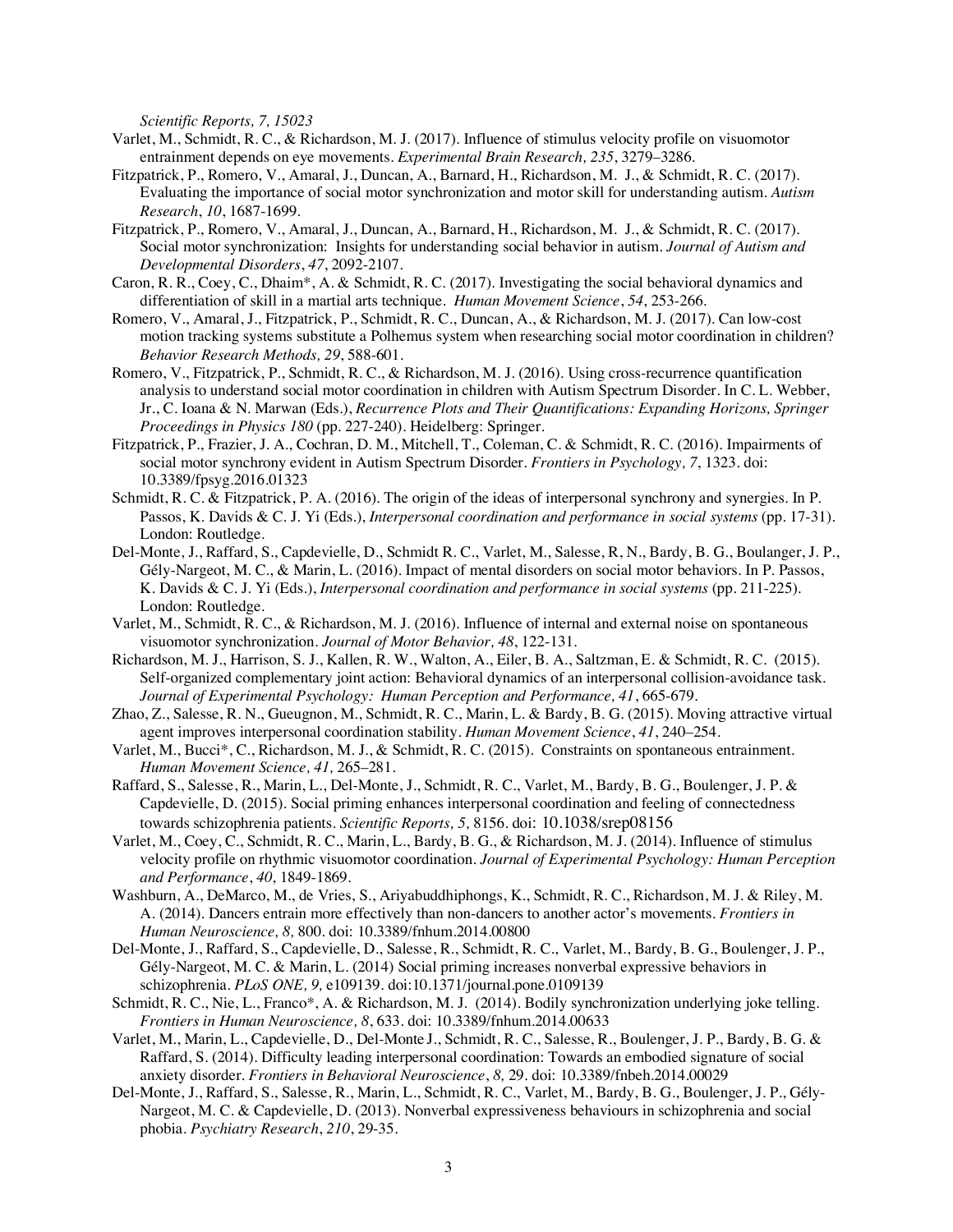*Scientific Reports, 7, 15023*

Varlet, M., Schmidt, R. C., & Richardson, M. J. (2017). Influence of stimulus velocity profile on visuomotor entrainment depends on eye movements. *Experimental Brain Research, 235*, 3279–3286.

Fitzpatrick, P., Romero, V., Amaral, J., Duncan, A., Barnard, H., Richardson, M. J., & Schmidt, R. C. (2017). Evaluating the importance of social motor synchronization and motor skill for understanding autism. *Autism Research*, *10*, 1687-1699.

Fitzpatrick, P., Romero, V., Amaral, J., Duncan, A., Barnard, H., Richardson, M. J., & Schmidt, R. C. (2017). Social motor synchronization: Insights for understanding social behavior in autism. *Journal of Autism and Developmental Disorders*, *47*, 2092-2107.

Caron, R. R., Coey, C., Dhaim*, A. & Schmidt, R. C. (2017). Investigating the social behavioral dynamics and differentiation of skill in a martial arts technique. *Human Movement Science*, *54*, 253-266.

Romero, V., Amaral, J., Fitzpatrick, P., Schmidt, R. C., Duncan, A., & Richardson, M. J. (2017). Can low-cost motion tracking systems substitute a Polhemus system when researching social motor coordination in children? *Behavior Research Methods, 29*, 588-601.

Romero, V., Fitzpatrick, P., Schmidt, R. C., & Richardson, M. J. (2016). Using cross-recurrence quantification analysis to understand social motor coordination in children with Autism Spectrum Disorder. In C. L. Webber, Jr., C. Ioana & N. Marwan (Eds.), *Recurrence Plots and Their Quantifications: Expanding Horizons, Springer Proceedings in Physics 180* (pp. 227-240). Heidelberg: Springer.

Fitzpatrick, P., Frazier, J. A., Cochran, D. M., Mitchell, T., Coleman, C. & Schmidt, R. C. (2016). Impairments of social motor synchrony evident in Autism Spectrum Disorder. *Frontiers in Psychology, 7*, 1323. doi: 10.3389/fpsyg.2016.01323

Schmidt, R. C. & Fitzpatrick, P. A. (2016). The origin of the ideas of interpersonal synchrony and synergies. In P. Passos, K. Davids & C. J. Yi (Eds.), *Interpersonal coordination and performance in social systems* (pp. 17-31). London: Routledge.

Del-Monte, J., Raffard, S., Capdevielle, D., Schmidt R. C., Varlet, M., Salesse, R, N., Bardy, B. G., Boulanger, J. P., Gély-Nargeot, M. C., & Marin, L. (2016). Impact of mental disorders on social motor behaviors. In P. Passos, K. Davids & C. J. Yi (Eds.), *Interpersonal coordination and performance in social systems* (pp. 211-225). London: Routledge.

Varlet, M., Schmidt, R. C., & Richardson, M. J. (2016). Influence of internal and external noise on spontaneous visuomotor synchronization. *Journal of Motor Behavior, 48*, 122-131.

Richardson, M. J., Harrison, S. J., Kallen, R. W., Walton, A., Eiler, B. A., Saltzman, E. & Schmidt, R. C. (2015). Self-organized complementary joint action: Behavioral dynamics of an interpersonal collision-avoidance task. *Journal of Experimental Psychology: Human Perception and Performance, 41*, 665-679.

Zhao, Z., Salesse, R. N., Gueugnon, M., Schmidt, R. C., Marin, L. & Bardy, B. G. (2015). Moving attractive virtual agent improves interpersonal coordination stability. *Human Movement Science*, *41*, 240–254.

Varlet, M., Bucci*, C., Richardson, M. J., & Schmidt, R. C. (2015). Constraints on spontaneous entrainment. *Human Movement Science, 41,* 265–281.

Raffard, S., Salesse, R., Marin, L., Del-Monte, J., Schmidt, R. C., Varlet, M., Bardy, B. G., Boulenger, J. P. & Capdevielle, D. (2015). Social priming enhances interpersonal coordination and feeling of connectedness towards schizophrenia patients. *Scientific Reports, 5,* 8156. doi: 10.1038/srep08156

Varlet, M., Coey, C., Schmidt, R. C., Marin, L., Bardy, B. G., & Richardson, M. J. (2014). Influence of stimulus velocity profile on rhythmic visuomotor coordination. *Journal of Experimental Psychology: Human Perception and Performance*, *40*, 1849-1869.

Washburn, A., DeMarco, M., de Vries, S., Ariyabuddhiphongs, K., Schmidt, R. C., Richardson, M. J. & Riley, M. A. (2014). Dancers entrain more effectively than non-dancers to another actor's movements. *Frontiers in Human Neuroscience, 8,* 800. doi: 10.3389/fnhum.2014.00800

Del-Monte, J., Raffard, S., Capdevielle, D., Salesse, R., Schmidt, R. C., Varlet, M., Bardy, B. G., Boulenger, J. P., Gély-Nargeot, M. C. & Marin, L. (2014) Social priming increases nonverbal expressive behaviors in schizophrenia. *PLoS ONE, 9,* e109139. doi:10.1371/journal.pone.0109139

Schmidt, R. C., Nie, L., Franco*, A. & Richardson, M. J. (2014). Bodily synchronization underlying joke telling. *Frontiers in Human Neuroscience, 8*, 633. doi: 10.3389/fnhum.2014.00633

Varlet, M., Marin, L., Capdevielle, D., Del-Monte J., Schmidt, R. C., Salesse, R., Boulenger, J. P., Bardy, B. G. & Raffard, S. (2014). Difficulty leading interpersonal coordination: Towards an embodied signature of social anxiety disorder. *Frontiers in Behavioral Neuroscience*, *8,* 29. doi: 10.3389/fnbeh.2014.00029

Del-Monte, J., Raffard, S., Salesse, R., Marin, L., Schmidt, R. C., Varlet, M., Bardy, B. G., Boulenger, J. P., Gély-Nargeot, M. C. & Capdevielle, D. (2013). Nonverbal expressiveness behaviours in schizophrenia and social phobia. *Psychiatry Research*, *210*, 29-35.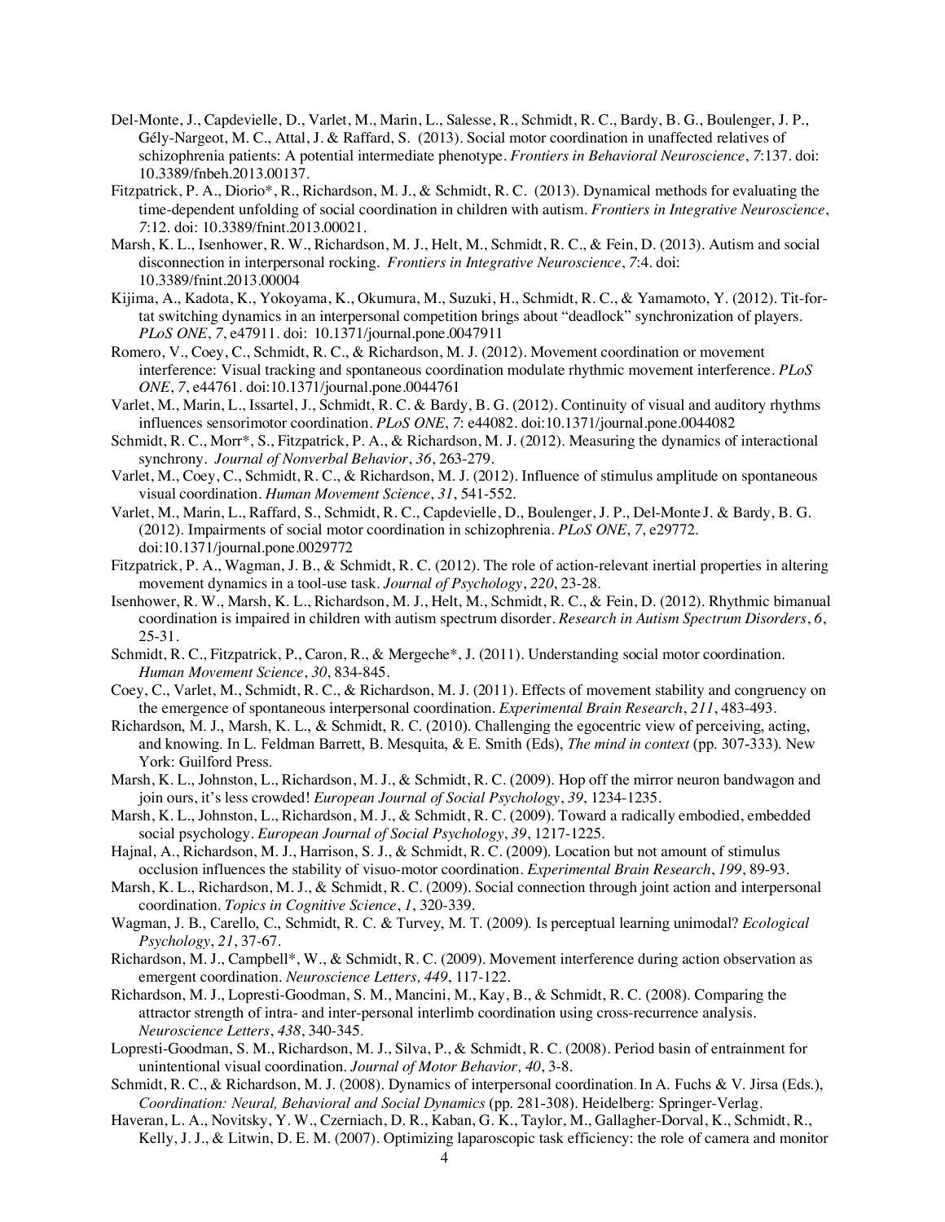Del-Monte, J., Capdevielle, D., Varlet, M., Marin, L., Salesse, R., Schmidt, R. C., Bardy, B. G., Boulenger, J. P., Gély-Nargeot, M. C., Attal, J. & Raffard, S. (2013). Social motor coordination in unaffected relatives of schizophrenia patients: A potential intermediate phenotype. *Frontiers in Behavioral Neuroscience*, *7*:137. doi: 10.3389/fnbeh.2013.00137.

Fitzpatrick, P. A., Diorio*, R., Richardson, M. J., & Schmidt, R. C. (2013). Dynamical methods for evaluating the time-dependent unfolding of social coordination in children with autism. *Frontiers in Integrative Neuroscience*, *7*:12. doi: 10.3389/fnint.2013.00021.

Marsh, K. L., Isenhower, R. W., Richardson, M. J., Helt, M., Schmidt, R. C., & Fein, D. (2013). Autism and social disconnection in interpersonal rocking. *Frontiers in Integrative Neuroscience*, *7*:4. doi: 10.3389/fnint.2013.00004

Kijima, A., Kadota, K., Yokoyama, K., Okumura, M., Suzuki, H., Schmidt, R. C., & Yamamoto, Y. (2012). Tit-for-tat switching dynamics in an interpersonal competition brings about "deadlock" synchronization of players. *PLoS ONE*, *7*, e47911. doi: 10.1371/journal.pone.0047911

Romero, V., Coey, C., Schmidt, R. C., & Richardson, M. J. (2012). Movement coordination or movement interference: Visual tracking and spontaneous coordination modulate rhythmic movement interference. *PLoS ONE*, *7*, e44761. doi:10.1371/journal.pone.0044761

Varlet, M., Marin, L., Issartel, J., Schmidt, R. C. & Bardy, B. G. (2012). Continuity of visual and auditory rhythms influences sensorimotor coordination. *PLoS ONE*, *7*: e44082. doi:10.1371/journal.pone.0044082

Schmidt, R. C., Morr*, S., Fitzpatrick, P. A., & Richardson, M. J. (2012). Measuring the dynamics of interactional synchrony. *Journal of Nonverbal Behavior*, *36*, 263-279.

Varlet, M., Coey, C., Schmidt, R. C., & Richardson, M. J. (2012). Influence of stimulus amplitude on spontaneous visual coordination. *Human Movement Science*, *31*, 541-552.

Varlet, M., Marin, L., Raffard, S., Schmidt, R. C., Capdevielle, D., Boulenger, J. P., Del-Monte J. & Bardy, B. G. (2012). Impairments of social motor coordination in schizophrenia. *PLoS ONE*, *7*, e29772. doi:10.1371/journal.pone.0029772

Fitzpatrick, P. A., Wagman, J. B., & Schmidt, R. C. (2012). The role of action-relevant inertial properties in altering movement dynamics in a tool-use task. *Journal of Psychology*, *220*, 23-28.

Isenhower, R. W., Marsh, K. L., Richardson, M. J., Helt, M., Schmidt, R. C., & Fein, D. (2012). Rhythmic bimanual coordination is impaired in children with autism spectrum disorder. *Research in Autism Spectrum Disorders*, *6*, 25-31.

Schmidt, R. C., Fitzpatrick, P., Caron, R., & Mergeche*, J. (2011). Understanding social motor coordination. *Human Movement Science*, *30*, 834-845.

Coey, C., Varlet, M., Schmidt, R. C., & Richardson, M. J. (2011). Effects of movement stability and congruency on the emergence of spontaneous interpersonal coordination. *Experimental Brain Research*, *211*, 483-493.

Richardson, M. J., Marsh, K. L., & Schmidt, R. C. (2010). Challenging the egocentric view of perceiving, acting, and knowing. In L. Feldman Barrett, B. Mesquita, & E. Smith (Eds), *The mind in context* (pp. 307-333). New York: Guilford Press.

Marsh, K. L., Johnston, L., Richardson, M. J., & Schmidt, R. C. (2009). Hop off the mirror neuron bandwagon and join ours, it's less crowded! *European Journal of Social Psychology*, *39*, 1234-1235.

Marsh, K. L., Johnston, L., Richardson, M. J., & Schmidt, R. C. (2009). Toward a radically embodied, embedded social psychology. *European Journal of Social Psychology*, *39*, 1217-1225.

Hajnal, A., Richardson, M. J., Harrison, S. J., & Schmidt, R. C. (2009). Location but not amount of stimulus occlusion influences the stability of visuo-motor coordination. *Experimental Brain Research*, *199*, 89-93.

Marsh, K. L., Richardson, M. J., & Schmidt, R. C. (2009). Social connection through joint action and interpersonal coordination. *Topics in Cognitive Science*, *1*, 320-339.

Wagman, J. B., Carello, C., Schmidt, R. C. & Turvey, M. T. (2009). Is perceptual learning unimodal? *Ecological Psychology*, *21*, 37-67.

Richardson, M. J., Campbell*, W., & Schmidt, R. C. (2009). Movement interference during action observation as emergent coordination. *Neuroscience Letters, 449*, 117-122.

Richardson, M. J., Lopresti-Goodman, S. M., Mancini, M., Kay, B., & Schmidt, R. C. (2008). Comparing the attractor strength of intra- and inter-personal interlimb coordination using cross-recurrence analysis. *Neuroscience Letters*, *438*, 340-345.

Lopresti-Goodman, S. M., Richardson, M. J., Silva, P., & Schmidt, R. C. (2008). Period basin of entrainment for unintentional visual coordination. *Journal of Motor Behavior, 40*, 3-8.

Schmidt, R. C., & Richardson, M. J. (2008). Dynamics of interpersonal coordination. In A. Fuchs & V. Jirsa (Eds.), *Coordination: Neural, Behavioral and Social Dynamics* (pp. 281-308). Heidelberg: Springer-Verlag.

Haveran, L. A., Novitsky, Y. W., Czerniach, D. R., Kaban, G. K., Taylor, M., Gallagher-Dorval, K., Schmidt, R., Kelly, J. J., & Litwin, D. E. M. (2007). Optimizing laparoscopic task efficiency: the role of camera and monitor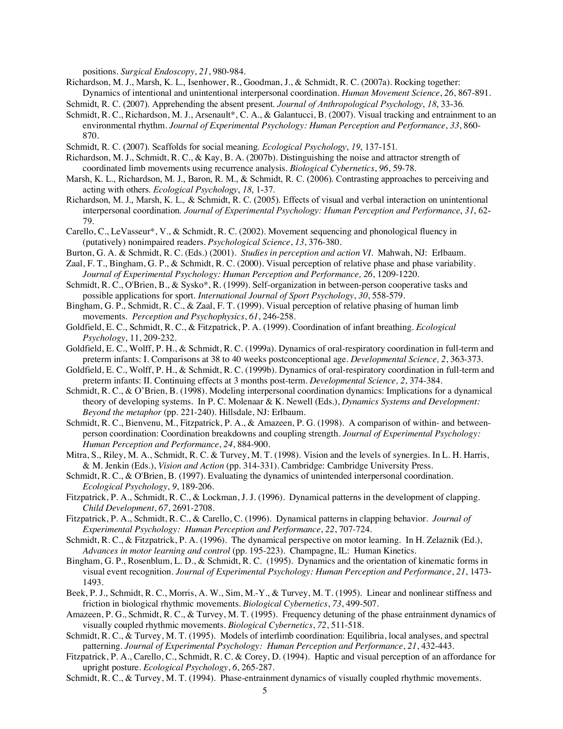positions. *Surgical Endoscopy*, *21*, 980-984.

Richardson, M. J., Marsh, K. L., Isenhower, R., Goodman, J., & Schmidt, R. C. (2007a). Rocking together: Dynamics of intentional and unintentional interpersonal coordination. *Human Movement Science*, *26*, 867-891.

Schmidt, R. C. (2007). Apprehending the absent present. *Journal of Anthropological Psychology*, *18*, 33-36.

Schmidt, R. C., Richardson, M. J., Arsenault*, C. A., & Galantucci, B. (2007). Visual tracking and entrainment to an environmental rhythm. *Journal of Experimental Psychology: Human Perception and Performance*, *33*, 860-870.

Schmidt, R. C. (2007). Scaffolds for social meaning. *Ecological Psychology*, *19*, 137-151.

Richardson, M. J., Schmidt, R. C., & Kay, B. A. (2007b). Distinguishing the noise and attractor strength of coordinated limb movements using recurrence analysis. *Biological Cybernetics*, *96*, 59-78.

Marsh, K. L., Richardson, M. J., Baron, R. M., & Schmidt, R. C. (2006). Contrasting approaches to perceiving and acting with others. *Ecological Psychology*, *18*, 1-37.

Richardson, M. J., Marsh, K. L., & Schmidt, R. C. (2005). Effects of visual and verbal interaction on unintentional interpersonal coordination. *Journal of Experimental Psychology: Human Perception and Performance*, *31*, 62-79.

Carello, C., LeVasseur*, V., & Schmidt, R. C. (2002). Movement sequencing and phonological fluency in (putatively) nonimpaired readers. *Psychological Science*, *13*, 376-380.

Burton, G. A. & Schmidt, R. C. (Eds.) (2001). *Studies in perception and action VI*. Mahwah, NJ: Erlbaum.

Zaal, F. T., Bingham, G. P., & Schmidt, R. C. (2000). Visual perception of relative phase and phase variability. *Journal of Experimental Psychology: Human Perception and Performance, 26*, 1209-1220.

Schmidt, R. C., O'Brien, B., & Sysko*, R. (1999). Self-organization in between-person cooperative tasks and possible applications for sport. *International Journal of Sport Psychology*, *30*, 558-579.

Bingham, G. P., Schmidt, R. C., & Zaal, F. T. (1999). Visual perception of relative phasing of human limb movements. *Perception and Psychophysics*, *61*, 246-258.

Goldfield, E. C., Schmidt, R. C., & Fitzpatrick, P. A. (1999). Coordination of infant breathing. *Ecological Psychology*, 11, 209-232.

Goldfield, E. C., Wolff, P. H., & Schmidt, R. C. (1999a). Dynamics of oral-respiratory coordination in full-term and preterm infants: I. Comparisons at 38 to 40 weeks postconceptional age. *Developmental Science, 2*, 363-373.

Goldfield, E. C., Wolff, P. H., & Schmidt, R. C. (1999b). Dynamics of oral-respiratory coordination in full-term and preterm infants: II. Continuing effects at 3 months post-term. *Developmental Science, 2*, 374-384.

Schmidt, R. C., & O'Brien, B. (1998). Modeling interpersonal coordination dynamics: Implications for a dynamical theory of developing systems. In P. C. Molenaar & K. Newell (Eds.), *Dynamics Systems and Development: Beyond the metaphor* (pp. 221-240). Hillsdale, NJ: Erlbaum.

Schmidt, R. C., Bienvenu, M., Fitzpatrick, P. A., & Amazeen, P. G. (1998). A comparison of within- and between-person coordination: Coordination breakdowns and coupling strength. *Journal of Experimental Psychology: Human Perception and Performance*, *24*, 884-900.

Mitra, S., Riley, M. A., Schmidt, R. C. & Turvey, M. T. (1998). Vision and the levels of synergies. In L. H. Harris, & M. Jenkin (Eds.), *Vision and Action* (pp. 314-331). Cambridge: Cambridge University Press.

Schmidt, R. C., & O'Brien, B. (1997). Evaluating the dynamics of unintended interpersonal coordination. *Ecological Psychology*, *9*, 189-206.

Fitzpatrick, P. A., Schmidt, R. C., & Lockman, J. J. (1996). Dynamical patterns in the development of clapping. *Child Development*, *67*, 2691-2708.

Fitzpatrick, P. A., Schmidt, R. C., & Carello, C. (1996). Dynamical patterns in clapping behavior. *Journal of Experimental Psychology: Human Perception and Performance*, *22*, 707-724.

Schmidt, R. C., & Fitzpatrick, P. A. (1996). The dynamical perspective on motor learning. In H. Zelaznik (Ed.), *Advances in motor learning and control* (pp. 195-223). Champagne, IL: Human Kinetics.

Bingham, G. P., Rosenblum, L. D., & Schmidt, R. C. (1995). Dynamics and the orientation of kinematic forms in visual event recognition. *Journal of Experimental Psychology: Human Perception and Performance*, *21*, 1473-1493.

Beek, P. J., Schmidt, R. C., Morris, A. W., Sim, M.-Y., & Turvey, M. T. (1995). Linear and nonlinear stiffness and friction in biological rhythmic movements. *Biological Cybernetics*, *73*, 499-507.

Amazeen, P. G., Schmidt, R. C., & Turvey, M. T. (1995). Frequency detuning of the phase entrainment dynamics of visually coupled rhythmic movements. *Biological Cybernetics*, *72*, 511-518.

Schmidt, R. C., & Turvey, M. T. (1995). Models of interlimb coordination: Equilibria, local analyses, and spectral patterning. *Journal of Experimental Psychology: Human Perception and Performance*, *21*, 432-443.

Fitzpatrick, P. A., Carello, C., Schmidt, R. C. & Corey, D. (1994). Haptic and visual perception of an affordance for upright posture. *Ecological Psychology*, *6*, 265-287.

Schmidt, R. C., & Turvey, M. T. (1994). Phase-entrainment dynamics of visually coupled rhythmic movements.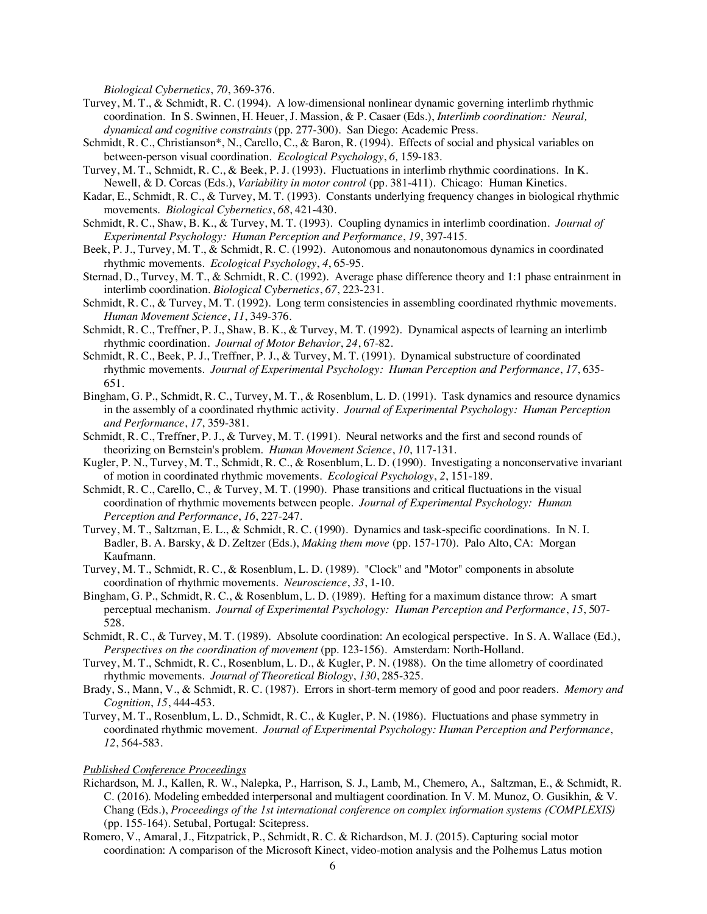*Biological Cybernetics*, *70*, 369-376.

Turvey, M. T., & Schmidt, R. C. (1994). A low-dimensional nonlinear dynamic governing interlimb rhythmic coordination. In S. Swinnen, H. Heuer, J. Massion, & P. Casaer (Eds.), *Interlimb coordination: Neural, dynamical and cognitive constraints* (pp. 277-300). San Diego: Academic Press.

Schmidt, R. C., Christianson*, N., Carello, C., & Baron, R. (1994). Effects of social and physical variables on between-person visual coordination. *Ecological Psychology*, *6,* 159-183.

Turvey, M. T., Schmidt, R. C., & Beek, P. J. (1993). Fluctuations in interlimb rhythmic coordinations. In K. Newell, & D. Corcas (Eds.), *Variability in motor control* (pp. 381-411). Chicago: Human Kinetics.

Kadar, E., Schmidt, R. C., & Turvey, M. T. (1993). Constants underlying frequency changes in biological rhythmic movements. *Biological Cybernetics*, *68*, 421-430.

Schmidt, R. C., Shaw, B. K., & Turvey, M. T. (1993). Coupling dynamics in interlimb coordination. *Journal of Experimental Psychology: Human Perception and Performance*, *19*, 397-415.

Beek, P. J., Turvey, M. T., & Schmidt, R. C. (1992). Autonomous and nonautonomous dynamics in coordinated rhythmic movements. *Ecological Psychology*, *4*, 65-95.

Sternad, D., Turvey, M. T., & Schmidt, R. C. (1992). Average phase difference theory and 1:1 phase entrainment in interlimb coordination. *Biological Cybernetics*, *67*, 223-231.

Schmidt, R. C., & Turvey, M. T. (1992). Long term consistencies in assembling coordinated rhythmic movements. *Human Movement Science*, *11*, 349-376.

Schmidt, R. C., Treffner, P. J., Shaw, B. K., & Turvey, M. T. (1992). Dynamical aspects of learning an interlimb rhythmic coordination. *Journal of Motor Behavior*, *24*, 67-82.

Schmidt, R. C., Beek, P. J., Treffner, P. J., & Turvey, M. T. (1991). Dynamical substructure of coordinated rhythmic movements. *Journal of Experimental Psychology: Human Perception and Performance*, *17*, 635-651.

Bingham, G. P., Schmidt, R. C., Turvey, M. T., & Rosenblum, L. D. (1991). Task dynamics and resource dynamics in the assembly of a coordinated rhythmic activity. *Journal of Experimental Psychology: Human Perception and Performance*, *17*, 359-381.

Schmidt, R. C., Treffner, P. J., & Turvey, M. T. (1991). Neural networks and the first and second rounds of theorizing on Bernstein's problem. *Human Movement Science*, *10*, 117-131.

Kugler, P. N., Turvey, M. T., Schmidt, R. C., & Rosenblum, L. D. (1990). Investigating a nonconservative invariant of motion in coordinated rhythmic movements. *Ecological Psychology*, *2*, 151-189.

Schmidt, R. C., Carello, C., & Turvey, M. T. (1990). Phase transitions and critical fluctuations in the visual coordination of rhythmic movements between people. *Journal of Experimental Psychology: Human Perception and Performance*, *16*, 227-247.

Turvey, M. T., Saltzman, E. L., & Schmidt, R. C. (1990). Dynamics and task-specific coordinations. In N. I. Badler, B. A. Barsky, & D. Zeltzer (Eds.), *Making them move* (pp. 157-170). Palo Alto, CA: Morgan Kaufmann.

Turvey, M. T., Schmidt, R. C., & Rosenblum, L. D. (1989). "Clock" and "Motor" components in absolute coordination of rhythmic movements. *Neuroscience*, *33*, 1-10.

Bingham, G. P., Schmidt, R. C., & Rosenblum, L. D. (1989). Hefting for a maximum distance throw: A smart perceptual mechanism. *Journal of Experimental Psychology: Human Perception and Performance*, *15*, 507-528.

Schmidt, R. C., & Turvey, M. T. (1989). Absolute coordination: An ecological perspective. In S. A. Wallace (Ed.), *Perspectives on the coordination of movement* (pp. 123-156). Amsterdam: North-Holland.

Turvey, M. T., Schmidt, R. C., Rosenblum, L. D., & Kugler, P. N. (1988). On the time allometry of coordinated rhythmic movements. *Journal of Theoretical Biology*, *130*, 285-325.

Brady, S., Mann, V., & Schmidt, R. C. (1987). Errors in short-term memory of good and poor readers. *Memory and Cognition*, *15*, 444-453.

Turvey, M. T., Rosenblum, L. D., Schmidt, R. C., & Kugler, P. N. (1986). Fluctuations and phase symmetry in coordinated rhythmic movement. *Journal of Experimental Psychology: Human Perception and Performance*, *12*, 564-583.

<u>*Published Conference Proceedings*</u>

Richardson, M. J., Kallen, R. W., Nalepka, P., Harrison, S. J., Lamb, M., Chemero, A., Saltzman, E., & Schmidt, R. C. (2016). Modeling embedded interpersonal and multiagent coordination. In V. M. Munoz, O. Gusikhin, & V. Chang (Eds.), *Proceedings of the 1st international conference on complex information systems (COMPLEXIS)* (pp. 155-164). Setubal, Portugal: Scitepress.

Romero, V., Amaral, J., Fitzpatrick, P., Schmidt, R. C. & Richardson, M. J. (2015). Capturing social motor coordination: A comparison of the Microsoft Kinect, video-motion analysis and the Polhemus Latus motion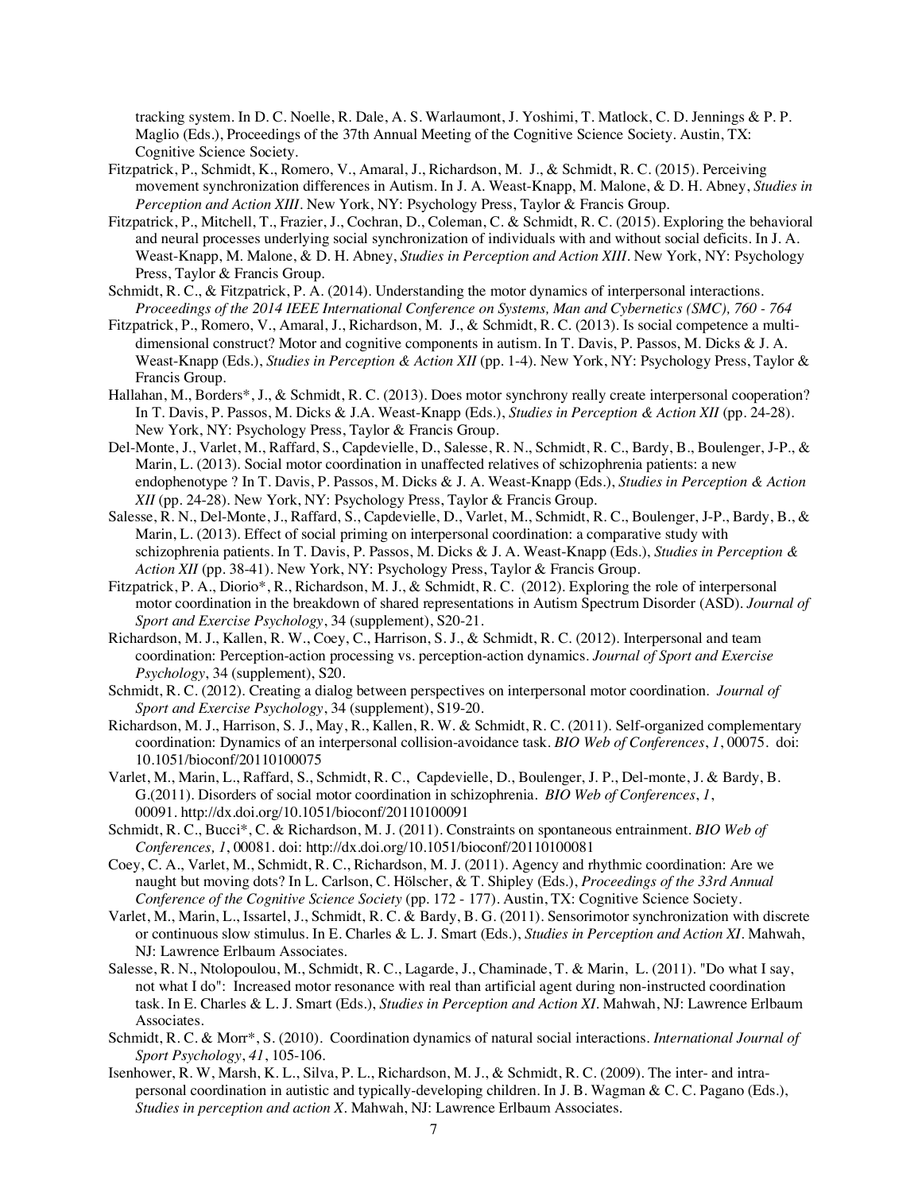tracking system. In D. C. Noelle, R. Dale, A. S. Warlaumont, J. Yoshimi, T. Matlock, C. D. Jennings & P. P. Maglio (Eds.), Proceedings of the 37th Annual Meeting of the Cognitive Science Society. Austin, TX: Cognitive Science Society.

Fitzpatrick, P., Schmidt, K., Romero, V., Amaral, J., Richardson, M. J., & Schmidt, R. C. (2015). Perceiving movement synchronization differences in Autism. In J. A. Weast-Knapp, M. Malone, & D. H. Abney, *Studies in Perception and Action XIII*. New York, NY: Psychology Press, Taylor & Francis Group.

Fitzpatrick, P., Mitchell, T., Frazier, J., Cochran, D., Coleman, C. & Schmidt, R. C. (2015). Exploring the behavioral and neural processes underlying social synchronization of individuals with and without social deficits. In J. A. Weast-Knapp, M. Malone, & D. H. Abney, *Studies in Perception and Action XIII*. New York, NY: Psychology Press, Taylor & Francis Group.

Schmidt, R. C., & Fitzpatrick, P. A. (2014). Understanding the motor dynamics of interpersonal interactions. *Proceedings of the 2014 IEEE International Conference on Systems, Man and Cybernetics (SMC), 760 - 764*

Fitzpatrick, P., Romero, V., Amaral, J., Richardson, M. J., & Schmidt, R. C. (2013). Is social competence a multi-dimensional construct? Motor and cognitive components in autism. In T. Davis, P. Passos, M. Dicks & J. A. Weast-Knapp (Eds.), *Studies in Perception & Action XII* (pp. 1-4). New York, NY: Psychology Press, Taylor & Francis Group.

Hallahan, M., Borders*, J., & Schmidt, R. C. (2013). Does motor synchrony really create interpersonal cooperation? In T. Davis, P. Passos, M. Dicks & J.A. Weast-Knapp (Eds.), *Studies in Perception & Action XII* (pp. 24-28). New York, NY: Psychology Press, Taylor & Francis Group.

Del-Monte, J., Varlet, M., Raffard, S., Capdevielle, D., Salesse, R. N., Schmidt, R. C., Bardy, B., Boulenger, J-P., & Marin, L. (2013). Social motor coordination in unaffected relatives of schizophrenia patients: a new endophenotype ? In T. Davis, P. Passos, M. Dicks & J. A. Weast-Knapp (Eds.), *Studies in Perception & Action XII* (pp. 24-28). New York, NY: Psychology Press, Taylor & Francis Group.

Salesse, R. N., Del-Monte, J., Raffard, S., Capdevielle, D., Varlet, M., Schmidt, R. C., Boulenger, J-P., Bardy, B., & Marin, L. (2013). Effect of social priming on interpersonal coordination: a comparative study with schizophrenia patients. In T. Davis, P. Passos, M. Dicks & J. A. Weast-Knapp (Eds.), *Studies in Perception & Action XII* (pp. 38-41). New York, NY: Psychology Press, Taylor & Francis Group.

Fitzpatrick, P. A., Diorio*, R., Richardson, M. J., & Schmidt, R. C. (2012). Exploring the role of interpersonal motor coordination in the breakdown of shared representations in Autism Spectrum Disorder (ASD). *Journal of Sport and Exercise Psychology*, 34 (supplement), S20-21.

Richardson, M. J., Kallen, R. W., Coey, C., Harrison, S. J., & Schmidt, R. C. (2012). Interpersonal and team coordination: Perception-action processing vs. perception-action dynamics. *Journal of Sport and Exercise Psychology*, 34 (supplement), S20.

Schmidt, R. C. (2012). Creating a dialog between perspectives on interpersonal motor coordination. *Journal of Sport and Exercise Psychology*, 34 (supplement), S19-20.

Richardson, M. J., Harrison, S. J., May, R., Kallen, R. W. & Schmidt, R. C. (2011). Self-organized complementary coordination: Dynamics of an interpersonal collision-avoidance task. *BIO Web of Conferences*, *1*, 00075. doi: 10.1051/bioconf/20110100075

Varlet, M., Marin, L., Raffard, S., Schmidt, R. C., Capdevielle, D., Boulenger, J. P., Del-monte, J. & Bardy, B. G.(2011). Disorders of social motor coordination in schizophrenia. *BIO Web of Conferences*, *1*, 00091. http://dx.doi.org/10.1051/bioconf/20110100091

Schmidt, R. C., Bucci*, C. & Richardson, M. J. (2011). Constraints on spontaneous entrainment. *BIO Web of Conferences, 1*, 00081. doi: http://dx.doi.org/10.1051/bioconf/20110100081

Coey, C. A., Varlet, M., Schmidt, R. C., Richardson, M. J. (2011). Agency and rhythmic coordination: Are we naught but moving dots? In L. Carlson, C. Hölscher, & T. Shipley (Eds.), *Proceedings of the 33rd Annual Conference of the Cognitive Science Society* (pp. 172 - 177). Austin, TX: Cognitive Science Society.

Varlet, M., Marin, L., Issartel, J., Schmidt, R. C. & Bardy, B. G. (2011). Sensorimotor synchronization with discrete or continuous slow stimulus. In E. Charles & L. J. Smart (Eds.), *Studies in Perception and Action XI*. Mahwah, NJ: Lawrence Erlbaum Associates.

Salesse, R. N., Ntolopoulou, M., Schmidt, R. C., Lagarde, J., Chaminade, T. & Marin, L. (2011). "Do what I say, not what I do": Increased motor resonance with real than artificial agent during non-instructed coordination task. In E. Charles & L. J. Smart (Eds.), *Studies in Perception and Action XI*. Mahwah, NJ: Lawrence Erlbaum Associates.

Schmidt, R. C. & Morr*, S. (2010). Coordination dynamics of natural social interactions. *International Journal of Sport Psychology*, *41*, 105-106.

Isenhower, R. W, Marsh, K. L., Silva, P. L., Richardson, M. J., & Schmidt, R. C. (2009). The inter- and intra-personal coordination in autistic and typically-developing children. In J. B. Wagman & C. C. Pagano (Eds.), *Studies in perception and action X*. Mahwah, NJ: Lawrence Erlbaum Associates.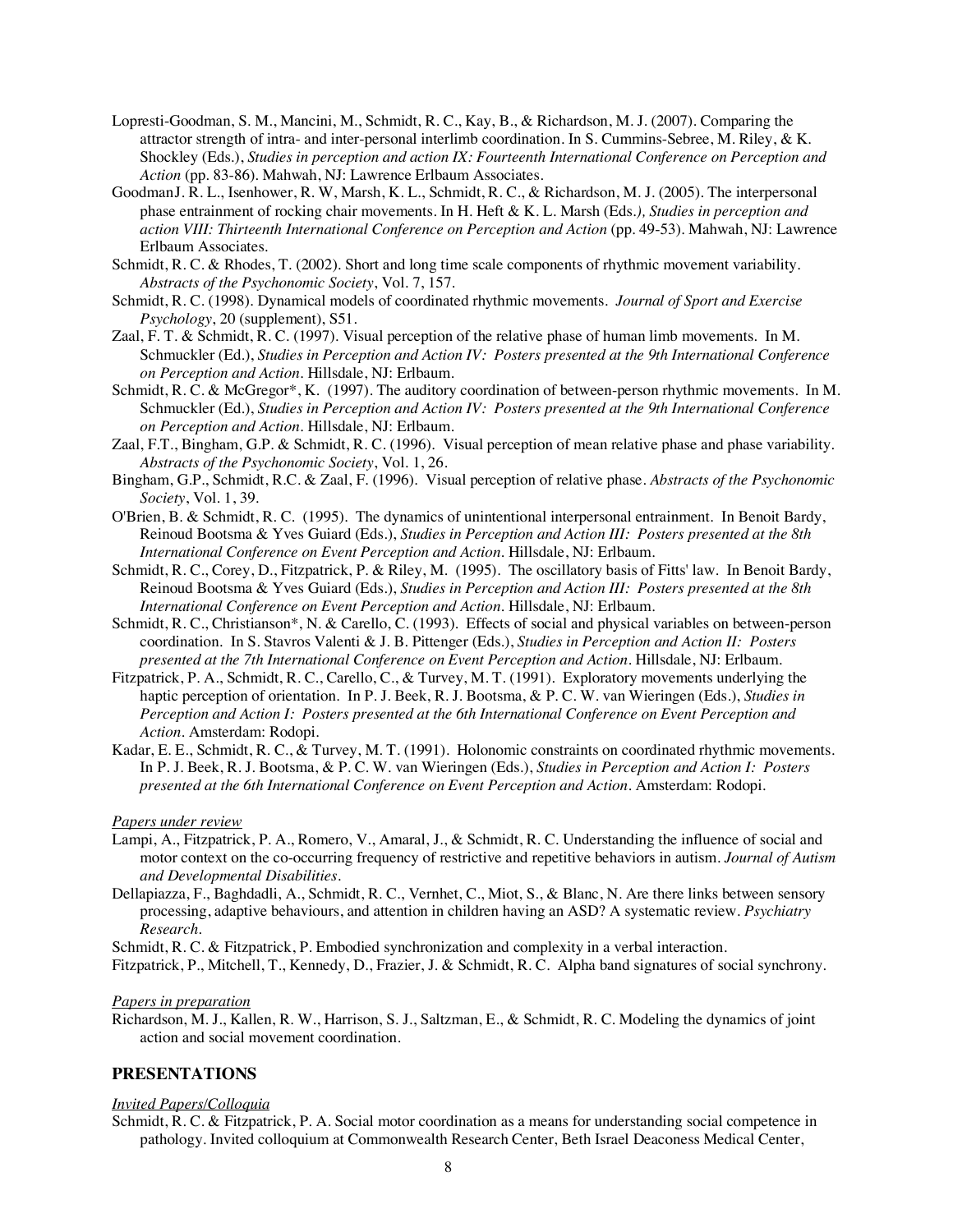Lopresti-Goodman, S. M., Mancini, M., Schmidt, R. C., Kay, B., & Richardson, M. J. (2007). Comparing the attractor strength of intra- and inter-personal interlimb coordination. In S. Cummins-Sebree, M. Riley, & K. Shockley (Eds.), *Studies in perception and action IX: Fourteenth International Conference on Perception and Action* (pp. 83-86). Mahwah, NJ: Lawrence Erlbaum Associates.

GoodmanJ. R. L., Isenhower, R. W, Marsh, K. L., Schmidt, R. C., & Richardson, M. J. (2005). The interpersonal phase entrainment of rocking chair movements. In H. Heft & K. L. Marsh (Eds.*), Studies in perception and action VIII: Thirteenth International Conference on Perception and Action* (pp. 49-53). Mahwah, NJ: Lawrence Erlbaum Associates.

Schmidt, R. C. & Rhodes, T. (2002). Short and long time scale components of rhythmic movement variability. *Abstracts of the Psychonomic Society*, Vol. 7, 157.

Schmidt, R. C. (1998). Dynamical models of coordinated rhythmic movements. *Journal of Sport and Exercise Psychology*, 20 (supplement), S51.

Zaal, F. T. & Schmidt, R. C. (1997). Visual perception of the relative phase of human limb movements. In M. Schmuckler (Ed.), *Studies in Perception and Action IV: Posters presented at the 9th International Conference on Perception and Action*. Hillsdale, NJ: Erlbaum.

Schmidt, R. C. & McGregor*, K. (1997). The auditory coordination of between-person rhythmic movements. In M. Schmuckler (Ed.), *Studies in Perception and Action IV: Posters presented at the 9th International Conference on Perception and Action*. Hillsdale, NJ: Erlbaum.

Zaal, F.T., Bingham, G.P. & Schmidt, R. C. (1996). Visual perception of mean relative phase and phase variability. *Abstracts of the Psychonomic Society*, Vol. 1, 26.

Bingham, G.P., Schmidt, R.C. & Zaal, F. (1996). Visual perception of relative phase. *Abstracts of the Psychonomic Society*, Vol. 1, 39.

O'Brien, B. & Schmidt, R. C. (1995). The dynamics of unintentional interpersonal entrainment. In Benoit Bardy, Reinoud Bootsma & Yves Guiard (Eds.), *Studies in Perception and Action III: Posters presented at the 8th International Conference on Event Perception and Action*. Hillsdale, NJ: Erlbaum.

Schmidt, R. C., Corey, D., Fitzpatrick, P. & Riley, M. (1995). The oscillatory basis of Fitts' law. In Benoit Bardy, Reinoud Bootsma & Yves Guiard (Eds.), *Studies in Perception and Action III: Posters presented at the 8th International Conference on Event Perception and Action*. Hillsdale, NJ: Erlbaum.

Schmidt, R. C., Christianson*, N. & Carello, C. (1993). Effects of social and physical variables on between-person coordination. In S. Stavros Valenti & J. B. Pittenger (Eds.), *Studies in Perception and Action II: Posters presented at the 7th International Conference on Event Perception and Action*. Hillsdale, NJ: Erlbaum.

Fitzpatrick, P. A., Schmidt, R. C., Carello, C., & Turvey, M. T. (1991). Exploratory movements underlying the haptic perception of orientation. In P. J. Beek, R. J. Bootsma, & P. C. W. van Wieringen (Eds.), *Studies in Perception and Action I: Posters presented at the 6th International Conference on Event Perception and Action*. Amsterdam: Rodopi.

Kadar, E. E., Schmidt, R. C., & Turvey, M. T. (1991). Holonomic constraints on coordinated rhythmic movements. In P. J. Beek, R. J. Bootsma, & P. C. W. van Wieringen (Eds.), *Studies in Perception and Action I: Posters presented at the 6th International Conference on Event Perception and Action*. Amsterdam: Rodopi.

*Papers under review*

Lampi, A., Fitzpatrick, P. A., Romero, V., Amaral, J., & Schmidt, R. C. Understanding the influence of social and motor context on the co-occurring frequency of restrictive and repetitive behaviors in autism. *Journal of Autism and Developmental Disabilities*.

Dellapiazza, F., Baghdadli, A., Schmidt, R. C., Vernhet, C., Miot, S., & Blanc, N. Are there links between sensory processing, adaptive behaviours, and attention in children having an ASD? A systematic review. *Psychiatry Research*.

Schmidt, R. C. & Fitzpatrick, P. Embodied synchronization and complexity in a verbal interaction.

Fitzpatrick, P., Mitchell, T., Kennedy, D., Frazier, J. & Schmidt, R. C. Alpha band signatures of social synchrony.

*Papers in preparation*

Richardson, M. J., Kallen, R. W., Harrison, S. J., Saltzman, E., & Schmidt, R. C. Modeling the dynamics of joint action and social movement coordination.

## PRESENTATIONS

*Invited Papers/Colloquia*

Schmidt, R. C. & Fitzpatrick, P. A. Social motor coordination as a means for understanding social competence in pathology. Invited colloquium at Commonwealth Research Center, Beth Israel Deaconess Medical Center,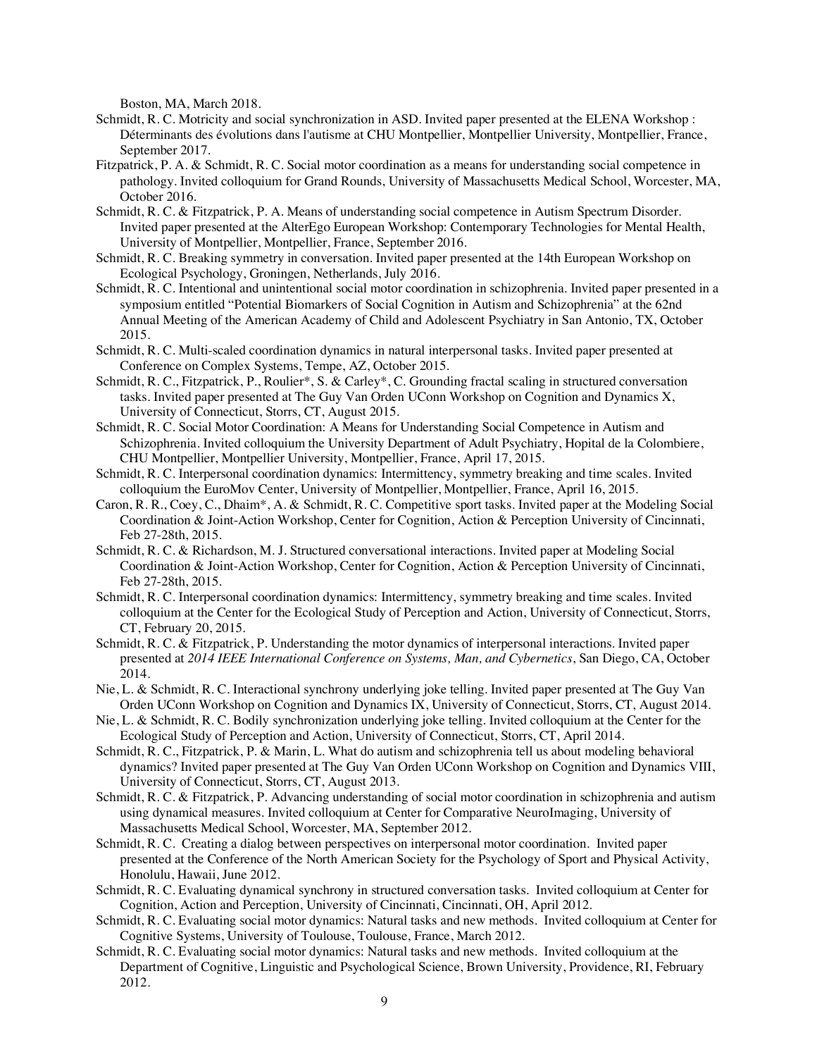Boston, MA, March 2018.

Schmidt, R. C. Motricity and social synchronization in ASD. Invited paper presented at the ELENA Workshop : Déterminants des évolutions dans l'autisme at CHU Montpellier, Montpellier University, Montpellier, France, September 2017.

Fitzpatrick, P. A. & Schmidt, R. C. Social motor coordination as a means for understanding social competence in pathology. Invited colloquium for Grand Rounds, University of Massachusetts Medical School, Worcester, MA, October 2016.

Schmidt, R. C. & Fitzpatrick, P. A. Means of understanding social competence in Autism Spectrum Disorder. Invited paper presented at the AlterEgo European Workshop: Contemporary Technologies for Mental Health, University of Montpellier, Montpellier, France, September 2016.

Schmidt, R. C. Breaking symmetry in conversation. Invited paper presented at the 14th European Workshop on Ecological Psychology, Groningen, Netherlands, July 2016.

Schmidt, R. C. Intentional and unintentional social motor coordination in schizophrenia. Invited paper presented in a symposium entitled "Potential Biomarkers of Social Cognition in Autism and Schizophrenia" at the 62nd Annual Meeting of the American Academy of Child and Adolescent Psychiatry in San Antonio, TX, October 2015.

Schmidt, R. C. Multi-scaled coordination dynamics in natural interpersonal tasks. Invited paper presented at Conference on Complex Systems, Tempe, AZ, October 2015.

Schmidt, R. C., Fitzpatrick, P., Roulier*, S. & Carley*, C. Grounding fractal scaling in structured conversation tasks. Invited paper presented at The Guy Van Orden UConn Workshop on Cognition and Dynamics X, University of Connecticut, Storrs, CT, August 2015.

Schmidt, R. C. Social Motor Coordination: A Means for Understanding Social Competence in Autism and Schizophrenia. Invited colloquium the University Department of Adult Psychiatry, Hopital de la Colombiere, CHU Montpellier, Montpellier University, Montpellier, France, April 17, 2015.

Schmidt, R. C. Interpersonal coordination dynamics: Intermittency, symmetry breaking and time scales. Invited colloquium the EuroMov Center, University of Montpellier, Montpellier, France, April 16, 2015.

Caron, R. R., Coey, C., Dhaim*, A. & Schmidt, R. C. Competitive sport tasks. Invited paper at the Modeling Social Coordination & Joint-Action Workshop, Center for Cognition, Action & Perception University of Cincinnati, Feb 27-28th, 2015.

Schmidt, R. C. & Richardson, M. J. Structured conversational interactions. Invited paper at Modeling Social Coordination & Joint-Action Workshop, Center for Cognition, Action & Perception University of Cincinnati, Feb 27-28th, 2015.

Schmidt, R. C. Interpersonal coordination dynamics: Intermittency, symmetry breaking and time scales. Invited colloquium at the Center for the Ecological Study of Perception and Action, University of Connecticut, Storrs, CT, February 20, 2015.

Schmidt, R. C. & Fitzpatrick, P. Understanding the motor dynamics of interpersonal interactions. Invited paper presented at *2014 IEEE International Conference on Systems, Man, and Cybernetics*, San Diego, CA, October 2014.

Nie, L. & Schmidt, R. C. Interactional synchrony underlying joke telling. Invited paper presented at The Guy Van Orden UConn Workshop on Cognition and Dynamics IX, University of Connecticut, Storrs, CT, August 2014.

Nie, L. & Schmidt, R. C. Bodily synchronization underlying joke telling. Invited colloquium at the Center for the Ecological Study of Perception and Action, University of Connecticut, Storrs, CT, April 2014.

Schmidt, R. C., Fitzpatrick, P. & Marin, L. What do autism and schizophrenia tell us about modeling behavioral dynamics? Invited paper presented at The Guy Van Orden UConn Workshop on Cognition and Dynamics VIII, University of Connecticut, Storrs, CT, August 2013.

Schmidt, R. C. & Fitzpatrick, P. Advancing understanding of social motor coordination in schizophrenia and autism using dynamical measures. Invited colloquium at Center for Comparative NeuroImaging, University of Massachusetts Medical School, Worcester, MA, September 2012.

Schmidt, R. C. Creating a dialog between perspectives on interpersonal motor coordination. Invited paper presented at the Conference of the North American Society for the Psychology of Sport and Physical Activity, Honolulu, Hawaii, June 2012.

Schmidt, R. C. Evaluating dynamical synchrony in structured conversation tasks. Invited colloquium at Center for Cognition, Action and Perception, University of Cincinnati, Cincinnati, OH, April 2012.

Schmidt, R. C. Evaluating social motor dynamics: Natural tasks and new methods. Invited colloquium at Center for Cognitive Systems, University of Toulouse, Toulouse, France, March 2012.

Schmidt, R. C. Evaluating social motor dynamics: Natural tasks and new methods. Invited colloquium at the Department of Cognitive, Linguistic and Psychological Science, Brown University, Providence, RI, February 2012.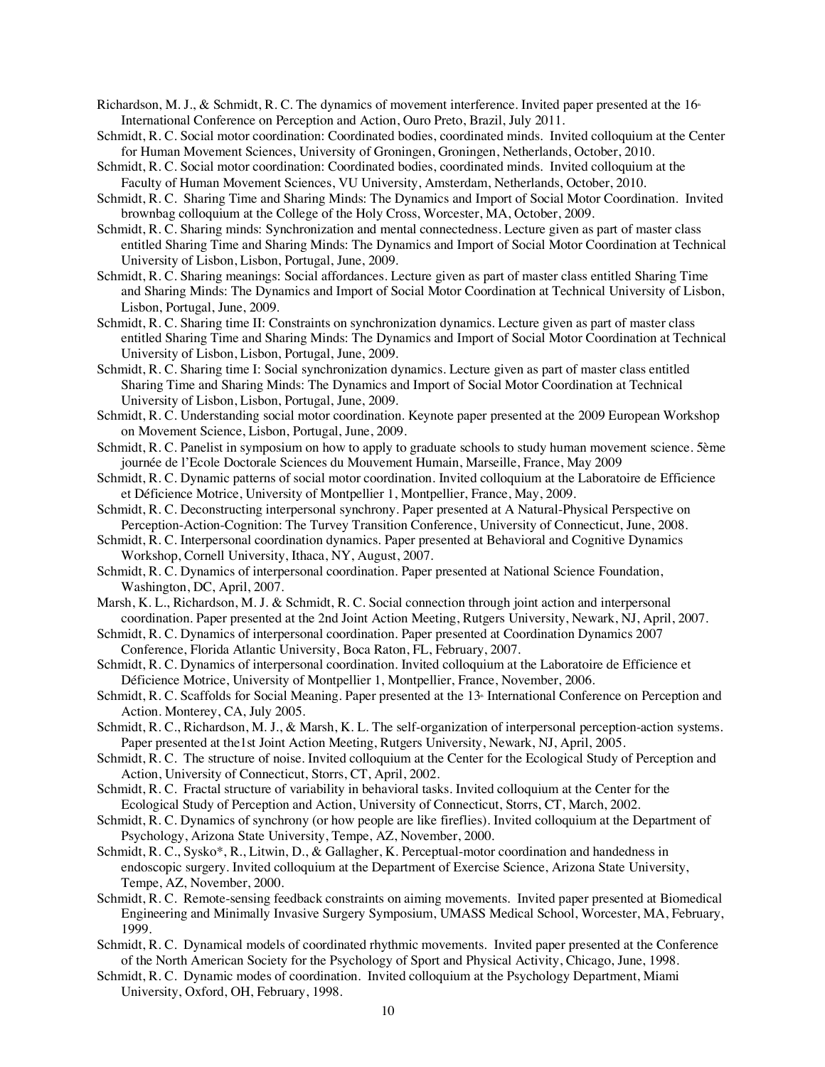Richardson, M. J., & Schmidt, R. C. The dynamics of movement interference. Invited paper presented at the 16th International Conference on Perception and Action, Ouro Preto, Brazil, July 2011.

Schmidt, R. C. Social motor coordination: Coordinated bodies, coordinated minds. Invited colloquium at the Center for Human Movement Sciences, University of Groningen, Groningen, Netherlands, October, 2010.

Schmidt, R. C. Social motor coordination: Coordinated bodies, coordinated minds. Invited colloquium at the Faculty of Human Movement Sciences, VU University, Amsterdam, Netherlands, October, 2010.

Schmidt, R. C. Sharing Time and Sharing Minds: The Dynamics and Import of Social Motor Coordination. Invited brownbag colloquium at the College of the Holy Cross, Worcester, MA, October, 2009.

Schmidt, R. C. Sharing minds: Synchronization and mental connectedness. Lecture given as part of master class entitled Sharing Time and Sharing Minds: The Dynamics and Import of Social Motor Coordination at Technical University of Lisbon, Lisbon, Portugal, June, 2009.

Schmidt, R. C. Sharing meanings: Social affordances. Lecture given as part of master class entitled Sharing Time and Sharing Minds: The Dynamics and Import of Social Motor Coordination at Technical University of Lisbon, Lisbon, Portugal, June, 2009.

Schmidt, R. C. Sharing time II: Constraints on synchronization dynamics. Lecture given as part of master class entitled Sharing Time and Sharing Minds: The Dynamics and Import of Social Motor Coordination at Technical University of Lisbon, Lisbon, Portugal, June, 2009.

Schmidt, R. C. Sharing time I: Social synchronization dynamics. Lecture given as part of master class entitled Sharing Time and Sharing Minds: The Dynamics and Import of Social Motor Coordination at Technical University of Lisbon, Lisbon, Portugal, June, 2009.

Schmidt, R. C. Understanding social motor coordination. Keynote paper presented at the 2009 European Workshop on Movement Science, Lisbon, Portugal, June, 2009.

Schmidt, R. C. Panelist in symposium on how to apply to graduate schools to study human movement science. 5ème journée de l'Ecole Doctorale Sciences du Mouvement Humain, Marseille, France, May 2009

Schmidt, R. C. Dynamic patterns of social motor coordination. Invited colloquium at the Laboratoire de Efficience et Déficience Motrice, University of Montpellier 1, Montpellier, France, May, 2009.

Schmidt, R. C. Deconstructing interpersonal synchrony. Paper presented at A Natural-Physical Perspective on Perception-Action-Cognition: The Turvey Transition Conference, University of Connecticut, June, 2008.

Schmidt, R. C. Interpersonal coordination dynamics. Paper presented at Behavioral and Cognitive Dynamics Workshop, Cornell University, Ithaca, NY, August, 2007.

Schmidt, R. C. Dynamics of interpersonal coordination. Paper presented at National Science Foundation, Washington, DC, April, 2007.

Marsh, K. L., Richardson, M. J. & Schmidt, R. C. Social connection through joint action and interpersonal coordination. Paper presented at the 2nd Joint Action Meeting, Rutgers University, Newark, NJ, April, 2007.

Schmidt, R. C. Dynamics of interpersonal coordination. Paper presented at Coordination Dynamics 2007 Conference, Florida Atlantic University, Boca Raton, FL, February, 2007.

Schmidt, R. C. Dynamics of interpersonal coordination. Invited colloquium at the Laboratoire de Efficience et Déficience Motrice, University of Montpellier 1, Montpellier, France, November, 2006.

Schmidt, R. C. Scaffolds for Social Meaning. Paper presented at the 13th International Conference on Perception and Action. Monterey, CA, July 2005.

Schmidt, R. C., Richardson, M. J., & Marsh, K. L. The self-organization of interpersonal perception-action systems. Paper presented at the1st Joint Action Meeting, Rutgers University, Newark, NJ, April, 2005.

Schmidt, R. C. The structure of noise. Invited colloquium at the Center for the Ecological Study of Perception and Action, University of Connecticut, Storrs, CT, April, 2002.

Schmidt, R. C. Fractal structure of variability in behavioral tasks. Invited colloquium at the Center for the Ecological Study of Perception and Action, University of Connecticut, Storrs, CT, March, 2002.

Schmidt, R. C. Dynamics of synchrony (or how people are like fireflies). Invited colloquium at the Department of Psychology, Arizona State University, Tempe, AZ, November, 2000.

Schmidt, R. C., Sysko*, R., Litwin, D., & Gallagher, K. Perceptual-motor coordination and handedness in endoscopic surgery. Invited colloquium at the Department of Exercise Science, Arizona State University, Tempe, AZ, November, 2000.

Schmidt, R. C. Remote-sensing feedback constraints on aiming movements. Invited paper presented at Biomedical Engineering and Minimally Invasive Surgery Symposium, UMASS Medical School, Worcester, MA, February, 1999.

Schmidt, R. C. Dynamical models of coordinated rhythmic movements. Invited paper presented at the Conference of the North American Society for the Psychology of Sport and Physical Activity, Chicago, June, 1998.

Schmidt, R. C. Dynamic modes of coordination. Invited colloquium at the Psychology Department, Miami University, Oxford, OH, February, 1998.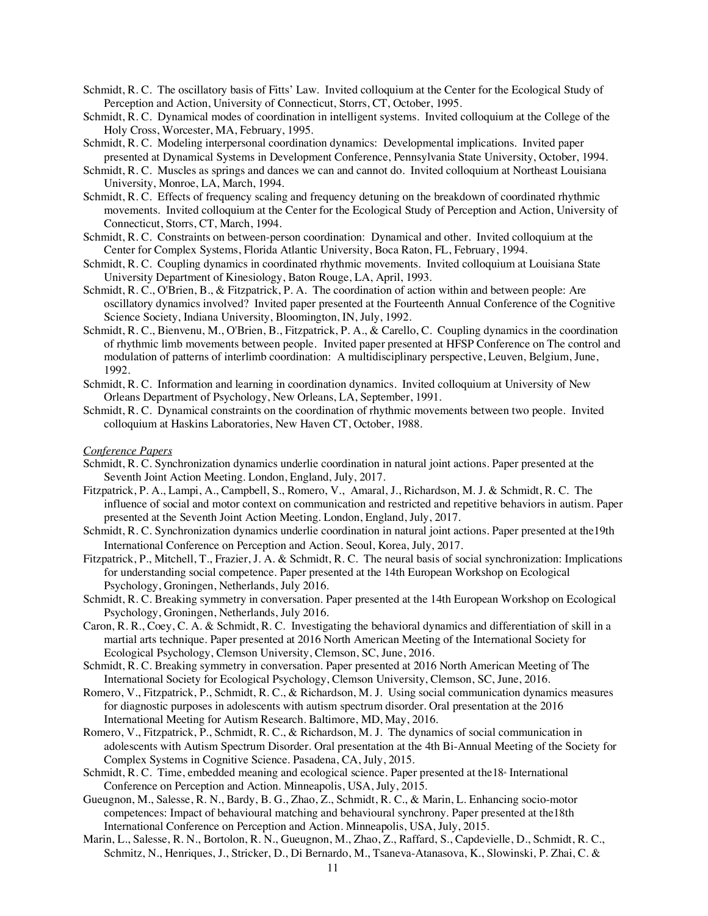Schmidt, R. C. The oscillatory basis of Fitts' Law. Invited colloquium at the Center for the Ecological Study of Perception and Action, University of Connecticut, Storrs, CT, October, 1995.

Schmidt, R. C. Dynamical modes of coordination in intelligent systems. Invited colloquium at the College of the Holy Cross, Worcester, MA, February, 1995.

Schmidt, R. C. Modeling interpersonal coordination dynamics: Developmental implications. Invited paper presented at Dynamical Systems in Development Conference, Pennsylvania State University, October, 1994.

Schmidt, R. C. Muscles as springs and dances we can and cannot do. Invited colloquium at Northeast Louisiana University, Monroe, LA, March, 1994.

Schmidt, R. C. Effects of frequency scaling and frequency detuning on the breakdown of coordinated rhythmic movements. Invited colloquium at the Center for the Ecological Study of Perception and Action, University of Connecticut, Storrs, CT, March, 1994.

Schmidt, R. C. Constraints on between-person coordination: Dynamical and other. Invited colloquium at the Center for Complex Systems, Florida Atlantic University, Boca Raton, FL, February, 1994.

Schmidt, R. C. Coupling dynamics in coordinated rhythmic movements. Invited colloquium at Louisiana State University Department of Kinesiology, Baton Rouge, LA, April, 1993.

Schmidt, R. C., O'Brien, B., & Fitzpatrick, P. A. The coordination of action within and between people: Are oscillatory dynamics involved? Invited paper presented at the Fourteenth Annual Conference of the Cognitive Science Society, Indiana University, Bloomington, IN, July, 1992.

Schmidt, R. C., Bienvenu, M., O'Brien, B., Fitzpatrick, P. A., & Carello, C. Coupling dynamics in the coordination of rhythmic limb movements between people. Invited paper presented at HFSP Conference on The control and modulation of patterns of interlimb coordination: A multidisciplinary perspective, Leuven, Belgium, June, 1992.

Schmidt, R. C. Information and learning in coordination dynamics. Invited colloquium at University of New Orleans Department of Psychology, New Orleans, LA, September, 1991.

Schmidt, R. C. Dynamical constraints on the coordination of rhythmic movements between two people. Invited colloquium at Haskins Laboratories, New Haven CT, October, 1988.

*Conference Papers*

Schmidt, R. C. Synchronization dynamics underlie coordination in natural joint actions. Paper presented at the Seventh Joint Action Meeting. London, England, July, 2017.

Fitzpatrick, P. A., Lampi, A., Campbell, S., Romero, V., Amaral, J., Richardson, M. J. & Schmidt, R. C. The influence of social and motor context on communication and restricted and repetitive behaviors in autism. Paper presented at the Seventh Joint Action Meeting. London, England, July, 2017.

Schmidt, R. C. Synchronization dynamics underlie coordination in natural joint actions. Paper presented at the19th International Conference on Perception and Action. Seoul, Korea, July, 2017.

Fitzpatrick, P., Mitchell, T., Frazier, J. A. & Schmidt, R. C. The neural basis of social synchronization: Implications for understanding social competence. Paper presented at the 14th European Workshop on Ecological Psychology, Groningen, Netherlands, July 2016.

Schmidt, R. C. Breaking symmetry in conversation. Paper presented at the 14th European Workshop on Ecological Psychology, Groningen, Netherlands, July 2016.

Caron, R. R., Coey, C. A. & Schmidt, R. C. Investigating the behavioral dynamics and differentiation of skill in a martial arts technique. Paper presented at 2016 North American Meeting of the International Society for Ecological Psychology, Clemson University, Clemson, SC, June, 2016.

Schmidt, R. C. Breaking symmetry in conversation. Paper presented at 2016 North American Meeting of The International Society for Ecological Psychology, Clemson University, Clemson, SC, June, 2016.

Romero, V., Fitzpatrick, P., Schmidt, R. C., & Richardson, M. J. Using social communication dynamics measures for diagnostic purposes in adolescents with autism spectrum disorder. Oral presentation at the 2016 International Meeting for Autism Research. Baltimore, MD, May, 2016.

Romero, V., Fitzpatrick, P., Schmidt, R. C., & Richardson, M. J. The dynamics of social communication in adolescents with Autism Spectrum Disorder. Oral presentation at the 4th Bi-Annual Meeting of the Society for Complex Systems in Cognitive Science. Pasadena, CA, July, 2015.

Schmidt, R. C. Time, embedded meaning and ecological science. Paper presented at the18th International Conference on Perception and Action. Minneapolis, USA, July, 2015.

Gueugnon, M., Salesse, R. N., Bardy, B. G., Zhao, Z., Schmidt, R. C., & Marin, L. Enhancing socio-motor competences: Impact of behavioural matching and behavioural synchrony. Paper presented at the18th International Conference on Perception and Action. Minneapolis, USA, July, 2015.

Marin, L., Salesse, R. N., Bortolon, R. N., Gueugnon, M., Zhao, Z., Raffard, S., Capdevielle, D., Schmidt, R. C., Schmitz, N., Henriques, J., Stricker, D., Di Bernardo, M., Tsaneva-Atanasova, K., Slowinski, P. Zhai, C. &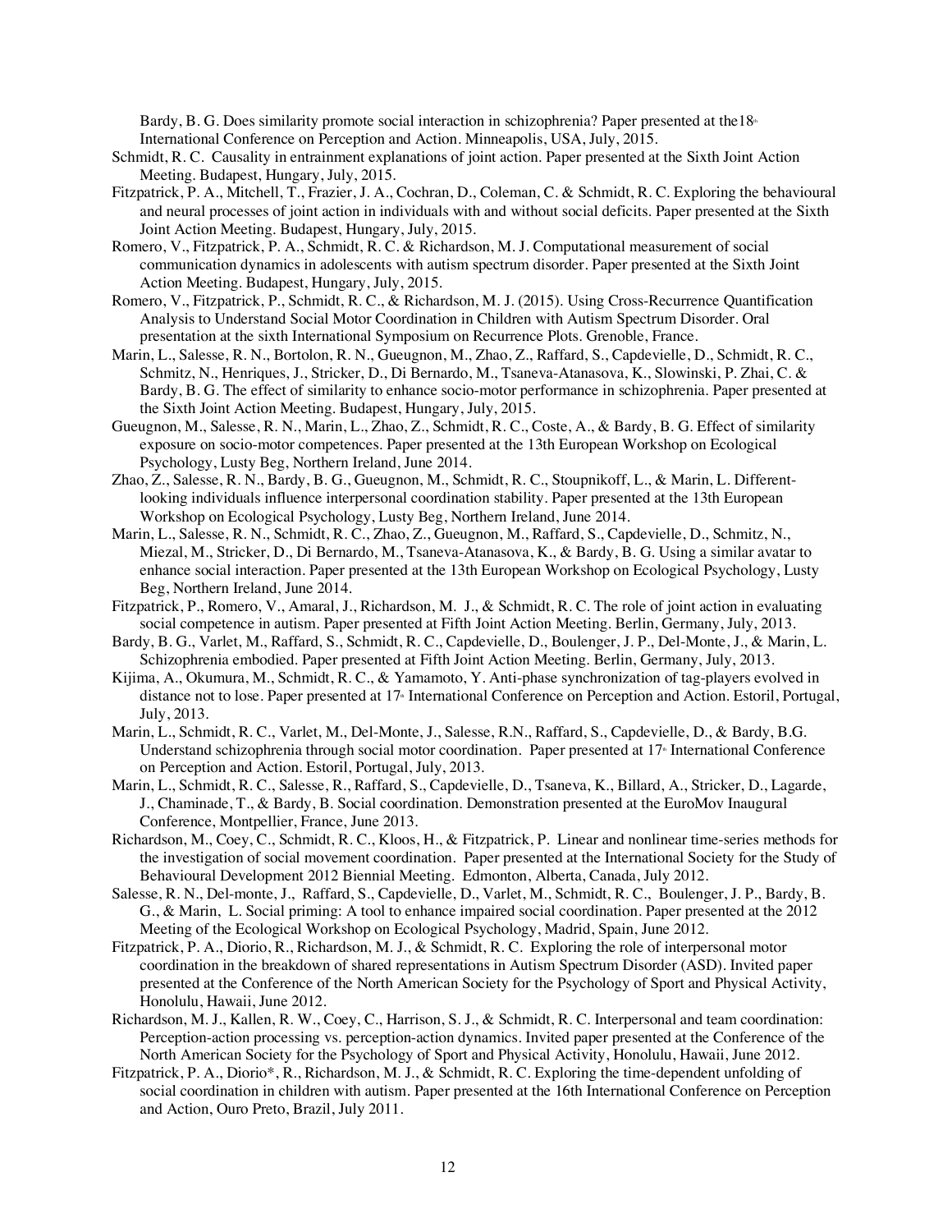Bardy, B. G. Does similarity promote social interaction in schizophrenia? Paper presented at the18th International Conference on Perception and Action. Minneapolis, USA, July, 2015.

Schmidt, R. C. Causality in entrainment explanations of joint action. Paper presented at the Sixth Joint Action Meeting. Budapest, Hungary, July, 2015.

Fitzpatrick, P. A., Mitchell, T., Frazier, J. A., Cochran, D., Coleman, C. & Schmidt, R. C. Exploring the behavioural and neural processes of joint action in individuals with and without social deficits. Paper presented at the Sixth Joint Action Meeting. Budapest, Hungary, July, 2015.

Romero, V., Fitzpatrick, P. A., Schmidt, R. C. & Richardson, M. J. Computational measurement of social communication dynamics in adolescents with autism spectrum disorder. Paper presented at the Sixth Joint Action Meeting. Budapest, Hungary, July, 2015.

Romero, V., Fitzpatrick, P., Schmidt, R. C., & Richardson, M. J. (2015). Using Cross-Recurrence Quantification Analysis to Understand Social Motor Coordination in Children with Autism Spectrum Disorder. Oral presentation at the sixth International Symposium on Recurrence Plots. Grenoble, France.

Marin, L., Salesse, R. N., Bortolon, R. N., Gueugnon, M., Zhao, Z., Raffard, S., Capdevielle, D., Schmidt, R. C., Schmitz, N., Henriques, J., Stricker, D., Di Bernardo, M., Tsaneva-Atanasova, K., Slowinski, P. Zhai, C. & Bardy, B. G. The effect of similarity to enhance socio-motor performance in schizophrenia. Paper presented at the Sixth Joint Action Meeting. Budapest, Hungary, July, 2015.

Gueugnon, M., Salesse, R. N., Marin, L., Zhao, Z., Schmidt, R. C., Coste, A., & Bardy, B. G. Effect of similarity exposure on socio-motor competences. Paper presented at the 13th European Workshop on Ecological Psychology, Lusty Beg, Northern Ireland, June 2014.

Zhao, Z., Salesse, R. N., Bardy, B. G., Gueugnon, M., Schmidt, R. C., Stoupnikoff, L., & Marin, L. Different-looking individuals influence interpersonal coordination stability. Paper presented at the 13th European Workshop on Ecological Psychology, Lusty Beg, Northern Ireland, June 2014.

Marin, L., Salesse, R. N., Schmidt, R. C., Zhao, Z., Gueugnon, M., Raffard, S., Capdevielle, D., Schmitz, N., Miezal, M., Stricker, D., Di Bernardo, M., Tsaneva-Atanasova, K., & Bardy, B. G. Using a similar avatar to enhance social interaction. Paper presented at the 13th European Workshop on Ecological Psychology, Lusty Beg, Northern Ireland, June 2014.

Fitzpatrick, P., Romero, V., Amaral, J., Richardson, M. J., & Schmidt, R. C. The role of joint action in evaluating social competence in autism. Paper presented at Fifth Joint Action Meeting. Berlin, Germany, July, 2013.

Bardy, B. G., Varlet, M., Raffard, S., Schmidt, R. C., Capdevielle, D., Boulenger, J. P., Del-Monte, J., & Marin, L. Schizophrenia embodied. Paper presented at Fifth Joint Action Meeting. Berlin, Germany, July, 2013.

Kijima, A., Okumura, M., Schmidt, R. C., & Yamamoto, Y. Anti-phase synchronization of tag-players evolved in distance not to lose. Paper presented at 17th International Conference on Perception and Action. Estoril, Portugal, July, 2013.

Marin, L., Schmidt, R. C., Varlet, M., Del-Monte, J., Salesse, R.N., Raffard, S., Capdevielle, D., & Bardy, B.G. Understand schizophrenia through social motor coordination. Paper presented at 17th International Conference on Perception and Action. Estoril, Portugal, July, 2013.

Marin, L., Schmidt, R. C., Salesse, R., Raffard, S., Capdevielle, D., Tsaneva, K., Billard, A., Stricker, D., Lagarde, J., Chaminade, T., & Bardy, B. Social coordination. Demonstration presented at the EuroMov Inaugural Conference, Montpellier, France, June 2013.

Richardson, M., Coey, C., Schmidt, R. C., Kloos, H., & Fitzpatrick, P. Linear and nonlinear time-series methods for the investigation of social movement coordination. Paper presented at the International Society for the Study of Behavioural Development 2012 Biennial Meeting. Edmonton, Alberta, Canada, July 2012.

Salesse, R. N., Del-monte, J., Raffard, S., Capdevielle, D., Varlet, M., Schmidt, R. C., Boulenger, J. P., Bardy, B. G., & Marin, L. Social priming: A tool to enhance impaired social coordination. Paper presented at the 2012 Meeting of the Ecological Workshop on Ecological Psychology, Madrid, Spain, June 2012.

Fitzpatrick, P. A., Diorio, R., Richardson, M. J., & Schmidt, R. C. Exploring the role of interpersonal motor coordination in the breakdown of shared representations in Autism Spectrum Disorder (ASD). Invited paper presented at the Conference of the North American Society for the Psychology of Sport and Physical Activity, Honolulu, Hawaii, June 2012.

Richardson, M. J., Kallen, R. W., Coey, C., Harrison, S. J., & Schmidt, R. C. Interpersonal and team coordination: Perception-action processing vs. perception-action dynamics. Invited paper presented at the Conference of the North American Society for the Psychology of Sport and Physical Activity, Honolulu, Hawaii, June 2012.

Fitzpatrick, P. A., Diorio*, R., Richardson, M. J., & Schmidt, R. C. Exploring the time-dependent unfolding of social coordination in children with autism. Paper presented at the 16th International Conference on Perception and Action, Ouro Preto, Brazil, July 2011.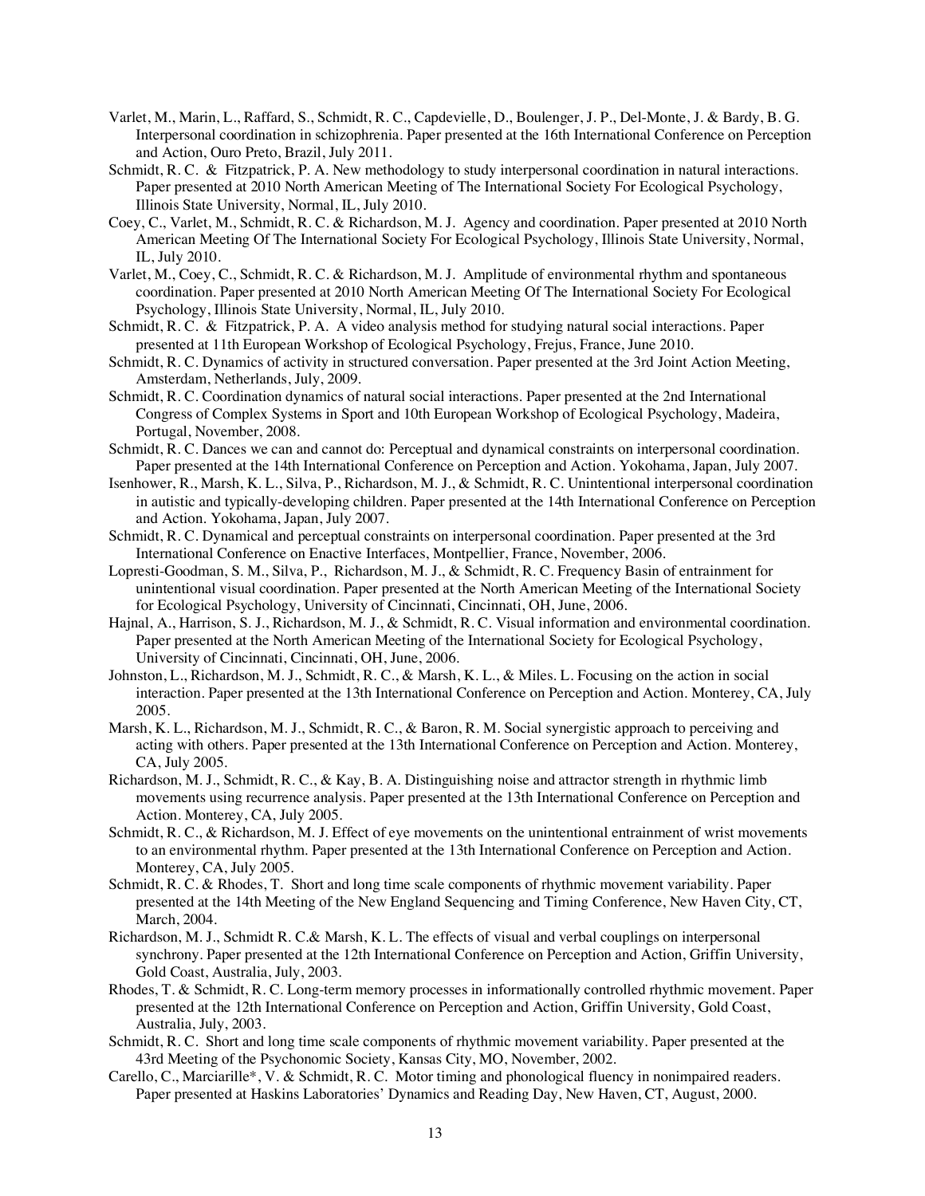Varlet, M., Marin, L., Raffard, S., Schmidt, R. C., Capdevielle, D., Boulenger, J. P., Del-Monte, J. & Bardy, B. G. Interpersonal coordination in schizophrenia. Paper presented at the 16th International Conference on Perception and Action, Ouro Preto, Brazil, July 2011.

Schmidt, R. C. & Fitzpatrick, P. A. New methodology to study interpersonal coordination in natural interactions. Paper presented at 2010 North American Meeting of The International Society For Ecological Psychology, Illinois State University, Normal, IL, July 2010.

Coey, C., Varlet, M., Schmidt, R. C. & Richardson, M. J. Agency and coordination. Paper presented at 2010 North American Meeting Of The International Society For Ecological Psychology, Illinois State University, Normal, IL, July 2010.

Varlet, M., Coey, C., Schmidt, R. C. & Richardson, M. J. Amplitude of environmental rhythm and spontaneous coordination. Paper presented at 2010 North American Meeting Of The International Society For Ecological Psychology, Illinois State University, Normal, IL, July 2010.

Schmidt, R. C. & Fitzpatrick, P. A. A video analysis method for studying natural social interactions. Paper presented at 11th European Workshop of Ecological Psychology, Frejus, France, June 2010.

Schmidt, R. C. Dynamics of activity in structured conversation. Paper presented at the 3rd Joint Action Meeting, Amsterdam, Netherlands, July, 2009.

Schmidt, R. C. Coordination dynamics of natural social interactions. Paper presented at the 2nd International Congress of Complex Systems in Sport and 10th European Workshop of Ecological Psychology, Madeira, Portugal, November, 2008.

Schmidt, R. C. Dances we can and cannot do: Perceptual and dynamical constraints on interpersonal coordination. Paper presented at the 14th International Conference on Perception and Action. Yokohama, Japan, July 2007.

Isenhower, R., Marsh, K. L., Silva, P., Richardson, M. J., & Schmidt, R. C. Unintentional interpersonal coordination in autistic and typically-developing children. Paper presented at the 14th International Conference on Perception and Action. Yokohama, Japan, July 2007.

Schmidt, R. C. Dynamical and perceptual constraints on interpersonal coordination. Paper presented at the 3rd International Conference on Enactive Interfaces, Montpellier, France, November, 2006.

Lopresti-Goodman, S. M., Silva, P., Richardson, M. J., & Schmidt, R. C. Frequency Basin of entrainment for unintentional visual coordination. Paper presented at the North American Meeting of the International Society for Ecological Psychology, University of Cincinnati, Cincinnati, OH, June, 2006.

Hajnal, A., Harrison, S. J., Richardson, M. J., & Schmidt, R. C. Visual information and environmental coordination. Paper presented at the North American Meeting of the International Society for Ecological Psychology, University of Cincinnati, Cincinnati, OH, June, 2006.

Johnston, L., Richardson, M. J., Schmidt, R. C., & Marsh, K. L., & Miles. L. Focusing on the action in social interaction. Paper presented at the 13th International Conference on Perception and Action. Monterey, CA, July 2005.

Marsh, K. L., Richardson, M. J., Schmidt, R. C., & Baron, R. M. Social synergistic approach to perceiving and acting with others. Paper presented at the 13th International Conference on Perception and Action. Monterey, CA, July 2005.

Richardson, M. J., Schmidt, R. C., & Kay, B. A. Distinguishing noise and attractor strength in rhythmic limb movements using recurrence analysis. Paper presented at the 13th International Conference on Perception and Action. Monterey, CA, July 2005.

Schmidt, R. C., & Richardson, M. J. Effect of eye movements on the unintentional entrainment of wrist movements to an environmental rhythm. Paper presented at the 13th International Conference on Perception and Action. Monterey, CA, July 2005.

Schmidt, R. C. & Rhodes, T. Short and long time scale components of rhythmic movement variability. Paper presented at the 14th Meeting of the New England Sequencing and Timing Conference, New Haven City, CT, March, 2004.

Richardson, M. J., Schmidt R. C.& Marsh, K. L. The effects of visual and verbal couplings on interpersonal synchrony. Paper presented at the 12th International Conference on Perception and Action, Griffin University, Gold Coast, Australia, July, 2003.

Rhodes, T. & Schmidt, R. C. Long-term memory processes in informationally controlled rhythmic movement. Paper presented at the 12th International Conference on Perception and Action, Griffin University, Gold Coast, Australia, July, 2003.

Schmidt, R. C. Short and long time scale components of rhythmic movement variability. Paper presented at the 43rd Meeting of the Psychonomic Society, Kansas City, MO, November, 2002.

Carello, C., Marciarille*, V. & Schmidt, R. C. Motor timing and phonological fluency in nonimpaired readers. Paper presented at Haskins Laboratories' Dynamics and Reading Day, New Haven, CT, August, 2000.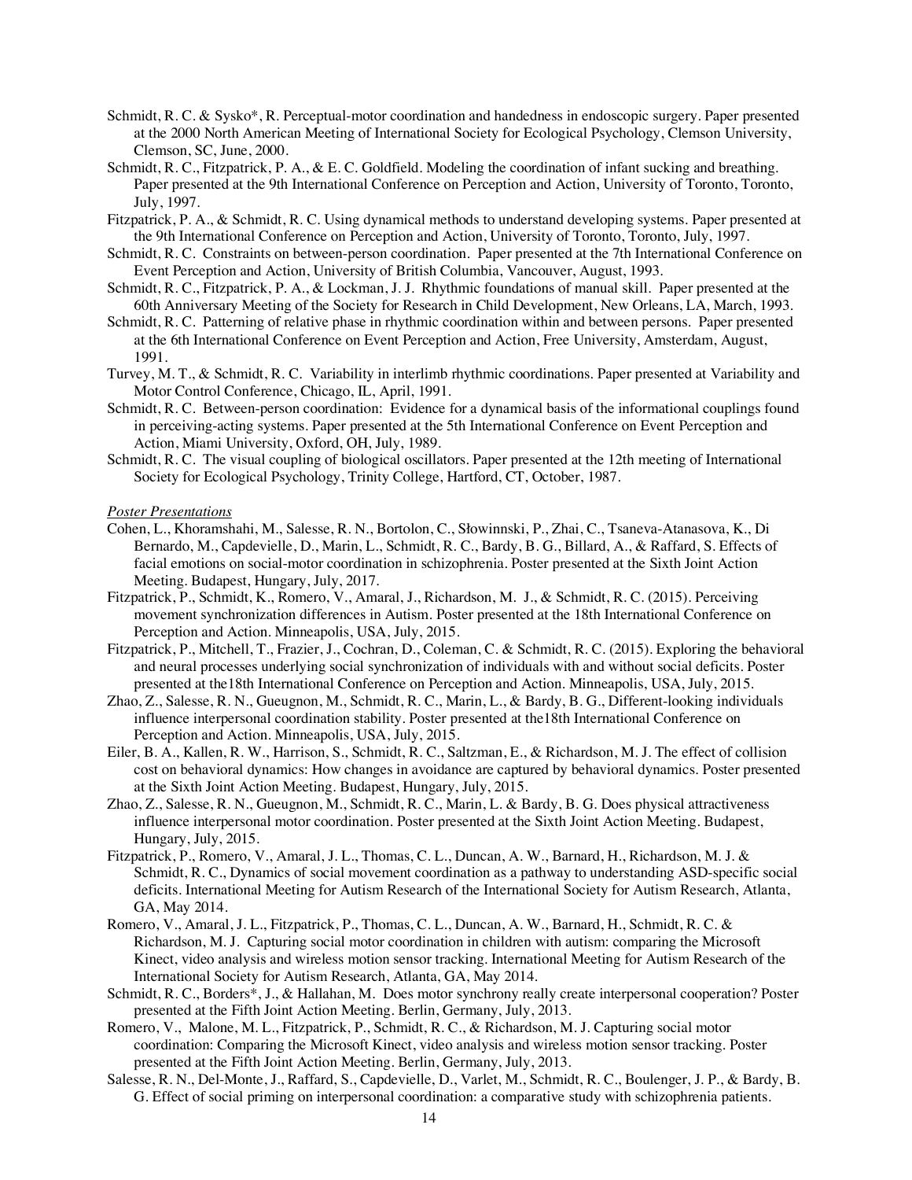Schmidt, R. C. & Sysko*, R. Perceptual-motor coordination and handedness in endoscopic surgery. Paper presented at the 2000 North American Meeting of International Society for Ecological Psychology, Clemson University, Clemson, SC, June, 2000.

Schmidt, R. C., Fitzpatrick, P. A., & E. C. Goldfield. Modeling the coordination of infant sucking and breathing. Paper presented at the 9th International Conference on Perception and Action, University of Toronto, Toronto, July, 1997.

Fitzpatrick, P. A., & Schmidt, R. C. Using dynamical methods to understand developing systems. Paper presented at the 9th International Conference on Perception and Action, University of Toronto, Toronto, July, 1997.

Schmidt, R. C. Constraints on between-person coordination. Paper presented at the 7th International Conference on Event Perception and Action, University of British Columbia, Vancouver, August, 1993.

Schmidt, R. C., Fitzpatrick, P. A., & Lockman, J. J. Rhythmic foundations of manual skill. Paper presented at the 60th Anniversary Meeting of the Society for Research in Child Development, New Orleans, LA, March, 1993.

Schmidt, R. C. Patterning of relative phase in rhythmic coordination within and between persons. Paper presented at the 6th International Conference on Event Perception and Action, Free University, Amsterdam, August, 1991.

Turvey, M. T., & Schmidt, R. C. Variability in interlimb rhythmic coordinations. Paper presented at Variability and Motor Control Conference, Chicago, IL, April, 1991.

Schmidt, R. C. Between-person coordination: Evidence for a dynamical basis of the informational couplings found in perceiving-acting systems. Paper presented at the 5th International Conference on Event Perception and Action, Miami University, Oxford, OH, July, 1989.

Schmidt, R. C. The visual coupling of biological oscillators. Paper presented at the 12th meeting of International Society for Ecological Psychology, Trinity College, Hartford, CT, October, 1987.

*Poster Presentations*

Cohen, L., Khoramshahi, M., Salesse, R. N., Bortolon, C., Słowinnski, P., Zhai, C., Tsaneva-Atanasova, K., Di Bernardo, M., Capdevielle, D., Marin, L., Schmidt, R. C., Bardy, B. G., Billard, A., & Raffard, S. Effects of facial emotions on social-motor coordination in schizophrenia. Poster presented at the Sixth Joint Action Meeting. Budapest, Hungary, July, 2017.

Fitzpatrick, P., Schmidt, K., Romero, V., Amaral, J., Richardson, M. J., & Schmidt, R. C. (2015). Perceiving movement synchronization differences in Autism. Poster presented at the 18th International Conference on Perception and Action. Minneapolis, USA, July, 2015.

Fitzpatrick, P., Mitchell, T., Frazier, J., Cochran, D., Coleman, C. & Schmidt, R. C. (2015). Exploring the behavioral and neural processes underlying social synchronization of individuals with and without social deficits. Poster presented at the18th International Conference on Perception and Action. Minneapolis, USA, July, 2015.

Zhao, Z., Salesse, R. N., Gueugnon, M., Schmidt, R. C., Marin, L., & Bardy, B. G., Different-looking individuals influence interpersonal coordination stability. Poster presented at the18th International Conference on Perception and Action. Minneapolis, USA, July, 2015.

Eiler, B. A., Kallen, R. W., Harrison, S., Schmidt, R. C., Saltzman, E., & Richardson, M. J. The effect of collision cost on behavioral dynamics: How changes in avoidance are captured by behavioral dynamics. Poster presented at the Sixth Joint Action Meeting. Budapest, Hungary, July, 2015.

Zhao, Z., Salesse, R. N., Gueugnon, M., Schmidt, R. C., Marin, L. & Bardy, B. G. Does physical attractiveness influence interpersonal motor coordination. Poster presented at the Sixth Joint Action Meeting. Budapest, Hungary, July, 2015.

Fitzpatrick, P., Romero, V., Amaral, J. L., Thomas, C. L., Duncan, A. W., Barnard, H., Richardson, M. J. & Schmidt, R. C., Dynamics of social movement coordination as a pathway to understanding ASD-specific social deficits. International Meeting for Autism Research of the International Society for Autism Research, Atlanta, GA, May 2014.

Romero, V., Amaral, J. L., Fitzpatrick, P., Thomas, C. L., Duncan, A. W., Barnard, H., Schmidt, R. C. & Richardson, M. J. Capturing social motor coordination in children with autism: comparing the Microsoft Kinect, video analysis and wireless motion sensor tracking. International Meeting for Autism Research of the International Society for Autism Research, Atlanta, GA, May 2014.

Schmidt, R. C., Borders*, J., & Hallahan, M. Does motor synchrony really create interpersonal cooperation? Poster presented at the Fifth Joint Action Meeting. Berlin, Germany, July, 2013.

Romero, V., Malone, M. L., Fitzpatrick, P., Schmidt, R. C., & Richardson, M. J. Capturing social motor coordination: Comparing the Microsoft Kinect, video analysis and wireless motion sensor tracking. Poster presented at the Fifth Joint Action Meeting. Berlin, Germany, July, 2013.

Salesse, R. N., Del-Monte, J., Raffard, S., Capdevielle, D., Varlet, M., Schmidt, R. C., Boulenger, J. P., & Bardy, B. G. Effect of social priming on interpersonal coordination: a comparative study with schizophrenia patients.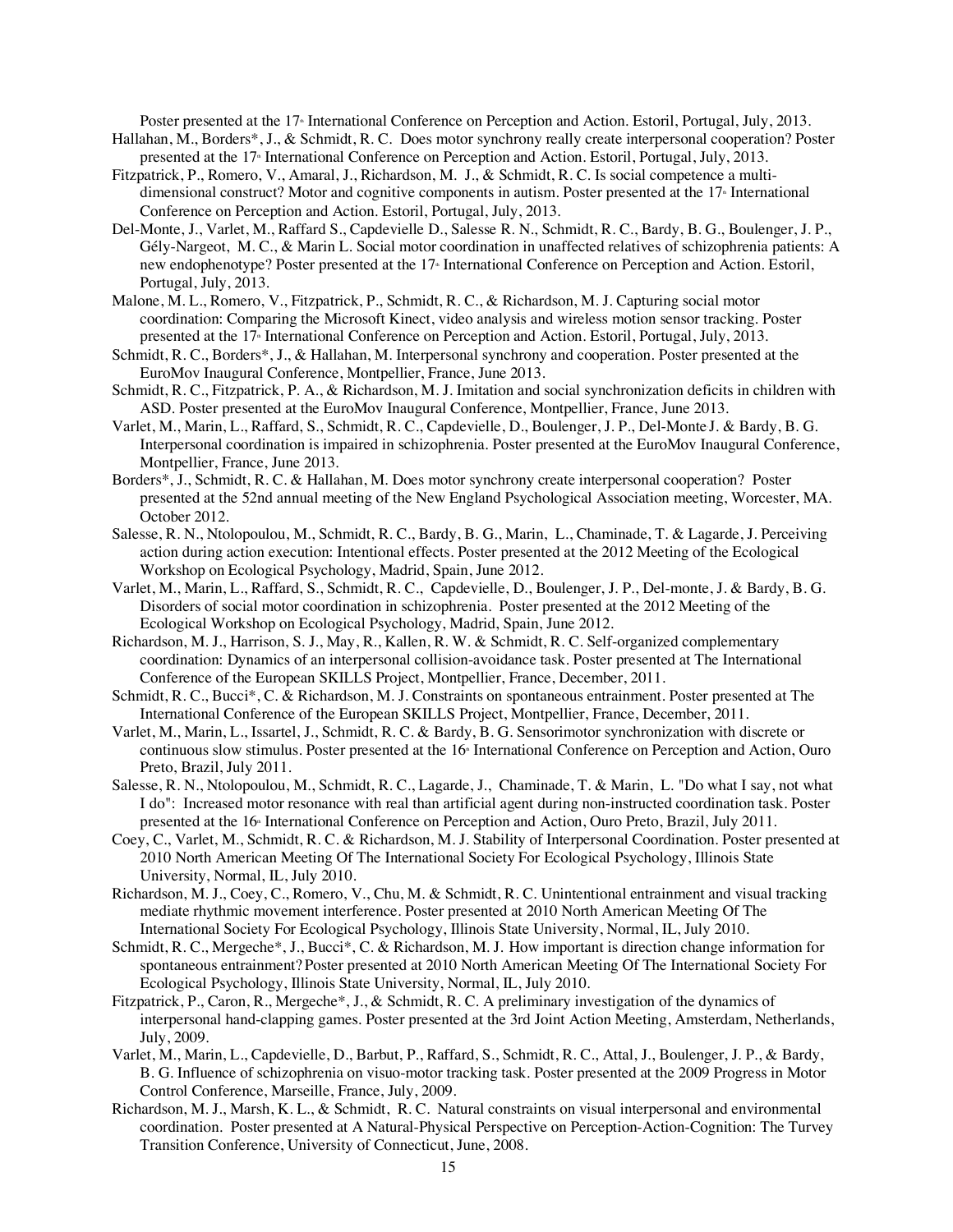Poster presented at the 17th International Conference on Perception and Action. Estoril, Portugal, July, 2013.

Hallahan, M., Borders*, J., & Schmidt, R. C. Does motor synchrony really create interpersonal cooperation? Poster presented at the 17th International Conference on Perception and Action. Estoril, Portugal, July, 2013.

Fitzpatrick, P., Romero, V., Amaral, J., Richardson, M. J., & Schmidt, R. C. Is social competence a multi-dimensional construct? Motor and cognitive components in autism. Poster presented at the 17th International Conference on Perception and Action. Estoril, Portugal, July, 2013.

Del-Monte, J., Varlet, M., Raffard S., Capdevielle D., Salesse R. N., Schmidt, R. C., Bardy, B. G., Boulenger, J. P., Gély-Nargeot, M. C., & Marin L. Social motor coordination in unaffected relatives of schizophrenia patients: A new endophenotype? Poster presented at the 17th International Conference on Perception and Action. Estoril, Portugal, July, 2013.

Malone, M. L., Romero, V., Fitzpatrick, P., Schmidt, R. C., & Richardson, M. J. Capturing social motor coordination: Comparing the Microsoft Kinect, video analysis and wireless motion sensor tracking. Poster presented at the 17th International Conference on Perception and Action. Estoril, Portugal, July, 2013.

Schmidt, R. C., Borders*, J., & Hallahan, M. Interpersonal synchrony and cooperation. Poster presented at the EuroMov Inaugural Conference, Montpellier, France, June 2013.

Schmidt, R. C., Fitzpatrick, P. A., & Richardson, M. J. Imitation and social synchronization deficits in children with ASD. Poster presented at the EuroMov Inaugural Conference, Montpellier, France, June 2013.

Varlet, M., Marin, L., Raffard, S., Schmidt, R. C., Capdevielle, D., Boulenger, J. P., Del-Monte J. & Bardy, B. G. Interpersonal coordination is impaired in schizophrenia. Poster presented at the EuroMov Inaugural Conference, Montpellier, France, June 2013.

Borders*, J., Schmidt, R. C. & Hallahan, M. Does motor synchrony create interpersonal cooperation? Poster presented at the 52nd annual meeting of the New England Psychological Association meeting, Worcester, MA. October 2012.

Salesse, R. N., Ntolopoulou, M., Schmidt, R. C., Bardy, B. G., Marin, L., Chaminade, T. & Lagarde, J. Perceiving action during action execution: Intentional effects. Poster presented at the 2012 Meeting of the Ecological Workshop on Ecological Psychology, Madrid, Spain, June 2012.

Varlet, M., Marin, L., Raffard, S., Schmidt, R. C., Capdevielle, D., Boulenger, J. P., Del-monte, J. & Bardy, B. G. Disorders of social motor coordination in schizophrenia. Poster presented at the 2012 Meeting of the Ecological Workshop on Ecological Psychology, Madrid, Spain, June 2012.

Richardson, M. J., Harrison, S. J., May, R., Kallen, R. W. & Schmidt, R. C. Self-organized complementary coordination: Dynamics of an interpersonal collision-avoidance task. Poster presented at The International Conference of the European SKILLS Project, Montpellier, France, December, 2011.

Schmidt, R. C., Bucci*, C. & Richardson, M. J. Constraints on spontaneous entrainment. Poster presented at The International Conference of the European SKILLS Project, Montpellier, France, December, 2011.

Varlet, M., Marin, L., Issartel, J., Schmidt, R. C. & Bardy, B. G. Sensorimotor synchronization with discrete or continuous slow stimulus. Poster presented at the 16th International Conference on Perception and Action, Ouro Preto, Brazil, July 2011.

Salesse, R. N., Ntolopoulou, M., Schmidt, R. C., Lagarde, J., Chaminade, T. & Marin, L. "Do what I say, not what I do": Increased motor resonance with real than artificial agent during non-instructed coordination task. Poster presented at the 16th International Conference on Perception and Action, Ouro Preto, Brazil, July 2011.

Coey, C., Varlet, M., Schmidt, R. C. & Richardson, M. J. Stability of Interpersonal Coordination. Poster presented at 2010 North American Meeting Of The International Society For Ecological Psychology, Illinois State University, Normal, IL, July 2010.

Richardson, M. J., Coey, C., Romero, V., Chu, M. & Schmidt, R. C. Unintentional entrainment and visual tracking mediate rhythmic movement interference. Poster presented at 2010 North American Meeting Of The International Society For Ecological Psychology, Illinois State University, Normal, IL, July 2010.

Schmidt, R. C., Mergeche*, J., Bucci*, C. & Richardson, M. J. How important is direction change information for spontaneous entrainment? Poster presented at 2010 North American Meeting Of The International Society For Ecological Psychology, Illinois State University, Normal, IL, July 2010.

Fitzpatrick, P., Caron, R., Mergeche*, J., & Schmidt, R. C. A preliminary investigation of the dynamics of interpersonal hand-clapping games. Poster presented at the 3rd Joint Action Meeting, Amsterdam, Netherlands, July, 2009.

Varlet, M., Marin, L., Capdevielle, D., Barbut, P., Raffard, S., Schmidt, R. C., Attal, J., Boulenger, J. P., & Bardy, B. G. Influence of schizophrenia on visuo-motor tracking task. Poster presented at the 2009 Progress in Motor Control Conference, Marseille, France, July, 2009.

Richardson, M. J., Marsh, K. L., & Schmidt, R. C. Natural constraints on visual interpersonal and environmental coordination. Poster presented at A Natural-Physical Perspective on Perception-Action-Cognition: The Turvey Transition Conference, University of Connecticut, June, 2008.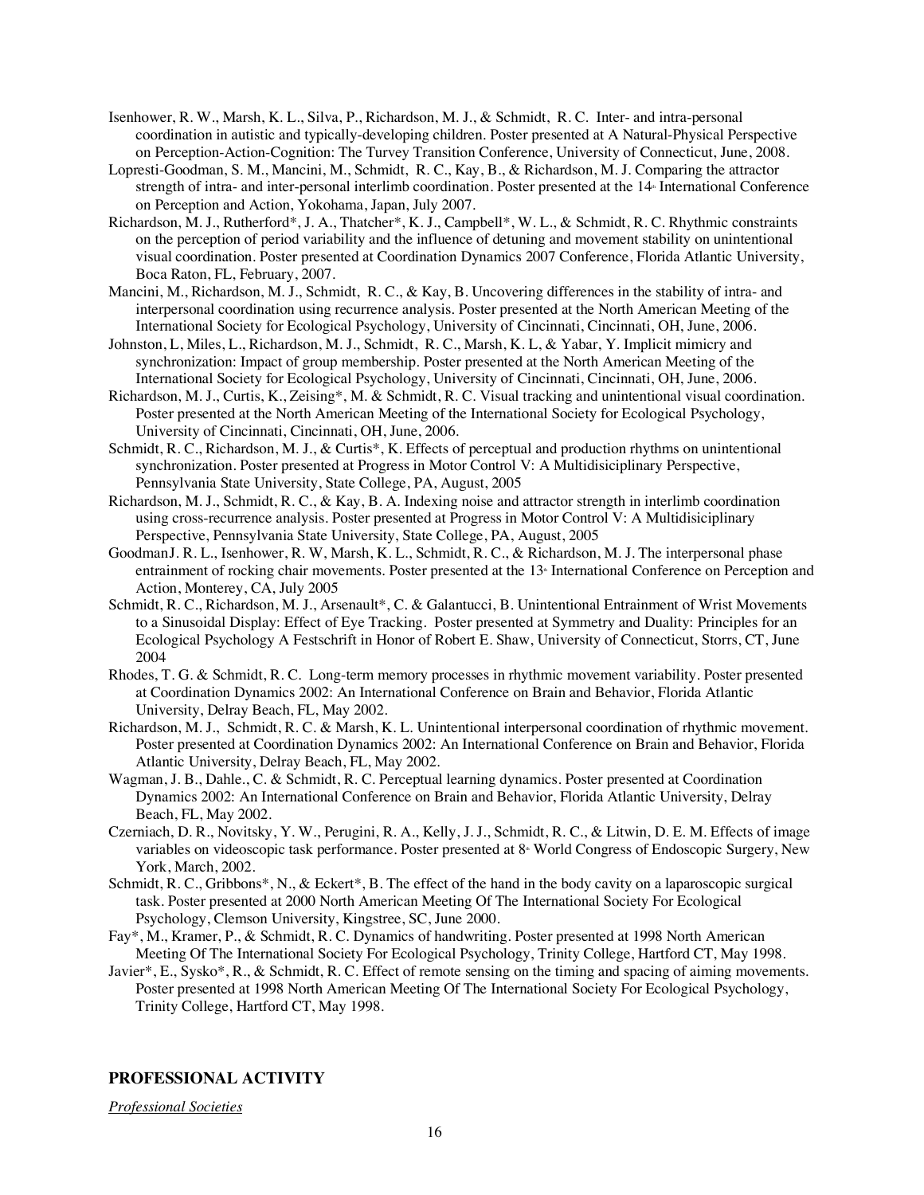Isenhower, R. W., Marsh, K. L., Silva, P., Richardson, M. J., & Schmidt, R. C. Inter- and intra-personal coordination in autistic and typically-developing children. Poster presented at A Natural-Physical Perspective on Perception-Action-Cognition: The Turvey Transition Conference, University of Connecticut, June, 2008.

Lopresti-Goodman, S. M., Mancini, M., Schmidt, R. C., Kay, B., & Richardson, M. J. Comparing the attractor strength of intra- and inter-personal interlimb coordination. Poster presented at the 14th International Conference on Perception and Action, Yokohama, Japan, July 2007.

Richardson, M. J., Rutherford*, J. A., Thatcher*, K. J., Campbell*, W. L., & Schmidt, R. C. Rhythmic constraints on the perception of period variability and the influence of detuning and movement stability on unintentional visual coordination. Poster presented at Coordination Dynamics 2007 Conference, Florida Atlantic University, Boca Raton, FL, February, 2007.

Mancini, M., Richardson, M. J., Schmidt, R. C., & Kay, B. Uncovering differences in the stability of intra- and interpersonal coordination using recurrence analysis. Poster presented at the North American Meeting of the International Society for Ecological Psychology, University of Cincinnati, Cincinnati, OH, June, 2006.

Johnston, L, Miles, L., Richardson, M. J., Schmidt, R. C., Marsh, K. L, & Yabar, Y. Implicit mimicry and synchronization: Impact of group membership. Poster presented at the North American Meeting of the International Society for Ecological Psychology, University of Cincinnati, Cincinnati, OH, June, 2006.

Richardson, M. J., Curtis, K., Zeising*, M. & Schmidt, R. C. Visual tracking and unintentional visual coordination. Poster presented at the North American Meeting of the International Society for Ecological Psychology, University of Cincinnati, Cincinnati, OH, June, 2006.

Schmidt, R. C., Richardson, M. J., & Curtis*, K. Effects of perceptual and production rhythms on unintentional synchronization. Poster presented at Progress in Motor Control V: A Multidisiciplinary Perspective, Pennsylvania State University, State College, PA, August, 2005

Richardson, M. J., Schmidt, R. C., & Kay, B. A. Indexing noise and attractor strength in interlimb coordination using cross-recurrence analysis. Poster presented at Progress in Motor Control V: A Multidisiciplinary Perspective, Pennsylvania State University, State College, PA, August, 2005

GoodmanJ. R. L., Isenhower, R. W, Marsh, K. L., Schmidt, R. C., & Richardson, M. J. The interpersonal phase entrainment of rocking chair movements. Poster presented at the 13th International Conference on Perception and Action, Monterey, CA, July 2005

Schmidt, R. C., Richardson, M. J., Arsenault*, C. & Galantucci, B. Unintentional Entrainment of Wrist Movements to a Sinusoidal Display: Effect of Eye Tracking. Poster presented at Symmetry and Duality: Principles for an Ecological Psychology A Festschrift in Honor of Robert E. Shaw, University of Connecticut, Storrs, CT, June 2004

Rhodes, T. G. & Schmidt, R. C. Long-term memory processes in rhythmic movement variability. Poster presented at Coordination Dynamics 2002: An International Conference on Brain and Behavior, Florida Atlantic University, Delray Beach, FL, May 2002.

Richardson, M. J., Schmidt, R. C. & Marsh, K. L. Unintentional interpersonal coordination of rhythmic movement. Poster presented at Coordination Dynamics 2002: An International Conference on Brain and Behavior, Florida Atlantic University, Delray Beach, FL, May 2002.

Wagman, J. B., Dahle., C. & Schmidt, R. C. Perceptual learning dynamics. Poster presented at Coordination Dynamics 2002: An International Conference on Brain and Behavior, Florida Atlantic University, Delray Beach, FL, May 2002.

Czerniach, D. R., Novitsky, Y. W., Perugini, R. A., Kelly, J. J., Schmidt, R. C., & Litwin, D. E. M. Effects of image variables on videoscopic task performance. Poster presented at 8th World Congress of Endoscopic Surgery, New York, March, 2002.

Schmidt, R. C., Gribbons*, N., & Eckert*, B. The effect of the hand in the body cavity on a laparoscopic surgical task. Poster presented at 2000 North American Meeting Of The International Society For Ecological Psychology, Clemson University, Kingstree, SC, June 2000.

Fay*, M., Kramer, P., & Schmidt, R. C. Dynamics of handwriting. Poster presented at 1998 North American Meeting Of The International Society For Ecological Psychology, Trinity College, Hartford CT, May 1998.

Javier*, E., Sysko*, R., & Schmidt, R. C. Effect of remote sensing on the timing and spacing of aiming movements. Poster presented at 1998 North American Meeting Of The International Society For Ecological Psychology, Trinity College, Hartford CT, May 1998.

## PROFESSIONAL ACTIVITY

*Professional Societies*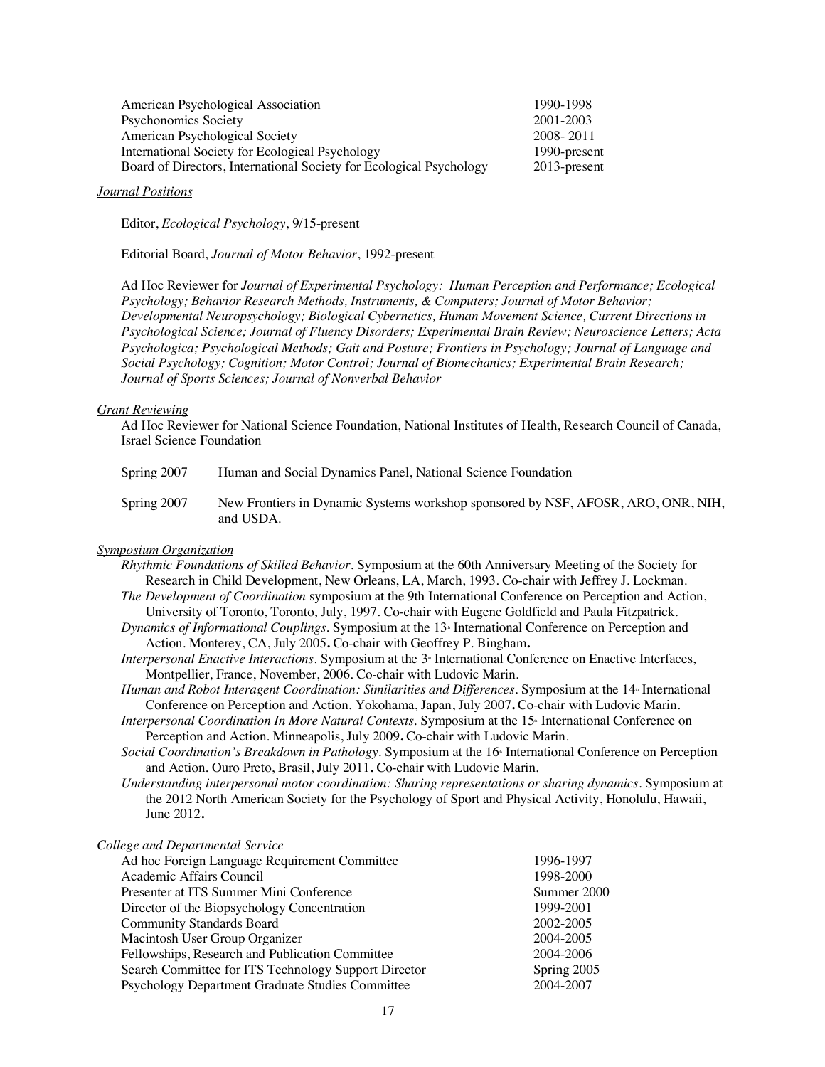| | |
|---|---|
| American Psychological Association | 1990-1998 |
| Psychonomics Society | 2001-2003 |
| American Psychological Society | 2008- 2011 |
| International Society for Ecological Psychology | 1990-present |
| Board of Directors, International Society for Ecological Psychology | 2013-present |

*Journal Positions*

Editor, *Ecological Psychology*, 9/15-present

Editorial Board, *Journal of Motor Behavior*, 1992-present

Ad Hoc Reviewer for *Journal of Experimental Psychology: Human Perception and Performance; Ecological Psychology; Behavior Research Methods, Instruments, & Computers; Journal of Motor Behavior; Developmental Neuropsychology; Biological Cybernetics, Human Movement Science, Current Directions in Psychological Science; Journal of Fluency Disorders; Experimental Brain Review; Neuroscience Letters; Acta Psychologica; Psychological Methods; Gait and Posture; Frontiers in Psychology; Journal of Language and Social Psychology; Cognition; Motor Control; Journal of Biomechanics; Experimental Brain Research; Journal of Sports Sciences; Journal of Nonverbal Behavior*

*Grant Reviewing*

Ad Hoc Reviewer for National Science Foundation, National Institutes of Health, Research Council of Canada, Israel Science Foundation

| | |
|---|---|
| Spring 2007 | Human and Social Dynamics Panel, National Science Foundation |
| Spring 2007 | New Frontiers in Dynamic Systems workshop sponsored by NSF, AFOSR, ARO, ONR, NIH, and USDA. |

*Symposium Organization*

*Rhythmic Foundations of Skilled Behavior*. Symposium at the 60th Anniversary Meeting of the Society for Research in Child Development, New Orleans, LA, March, 1993. Co-chair with Jeffrey J. Lockman.

*The Development of Coordination* symposium at the 9th International Conference on Perception and Action, University of Toronto, Toronto, July, 1997. Co-chair with Eugene Goldfield and Paula Fitzpatrick.

*Dynamics of Informational Couplings*. Symposium at the 13th International Conference on Perception and Action. Monterey, CA, July 2005**.** Co-chair with Geoffrey P. Bingham**.**

*Interpersonal Enactive Interactions*. Symposium at the 3rd International Conference on Enactive Interfaces, Montpellier, France, November, 2006. Co-chair with Ludovic Marin.

*Human and Robot Interagent Coordination: Similarities and Differences*. Symposium at the 14th International Conference on Perception and Action. Yokohama, Japan, July 2007**.** Co-chair with Ludovic Marin.

*Interpersonal Coordination In More Natural Contexts*. Symposium at the 15th International Conference on Perception and Action. Minneapolis, July 2009**.** Co-chair with Ludovic Marin.

*Social Coordination's Breakdown in Pathology*. Symposium at the 16th International Conference on Perception and Action. Ouro Preto, Brasil, July 2011**.** Co-chair with Ludovic Marin.

*Understanding interpersonal motor coordination: Sharing representations or sharing dynamics*. Symposium at the 2012 North American Society for the Psychology of Sport and Physical Activity, Honolulu, Hawaii, June 2012**.**

*College and Departmental Service*

| | |
|---|---|
| Ad hoc Foreign Language Requirement Committee | 1996-1997 |
| Academic Affairs Council | 1998-2000 |
| Presenter at ITS Summer Mini Conference | Summer 2000 |
| Director of the Biopsychology Concentration | 1999-2001 |
| Community Standards Board | 2002-2005 |
| Macintosh User Group Organizer | 2004-2005 |
| Fellowships, Research and Publication Committee | 2004-2006 |
| Search Committee for ITS Technology Support Director | Spring 2005 |
| Psychology Department Graduate Studies Committee | 2004-2007 |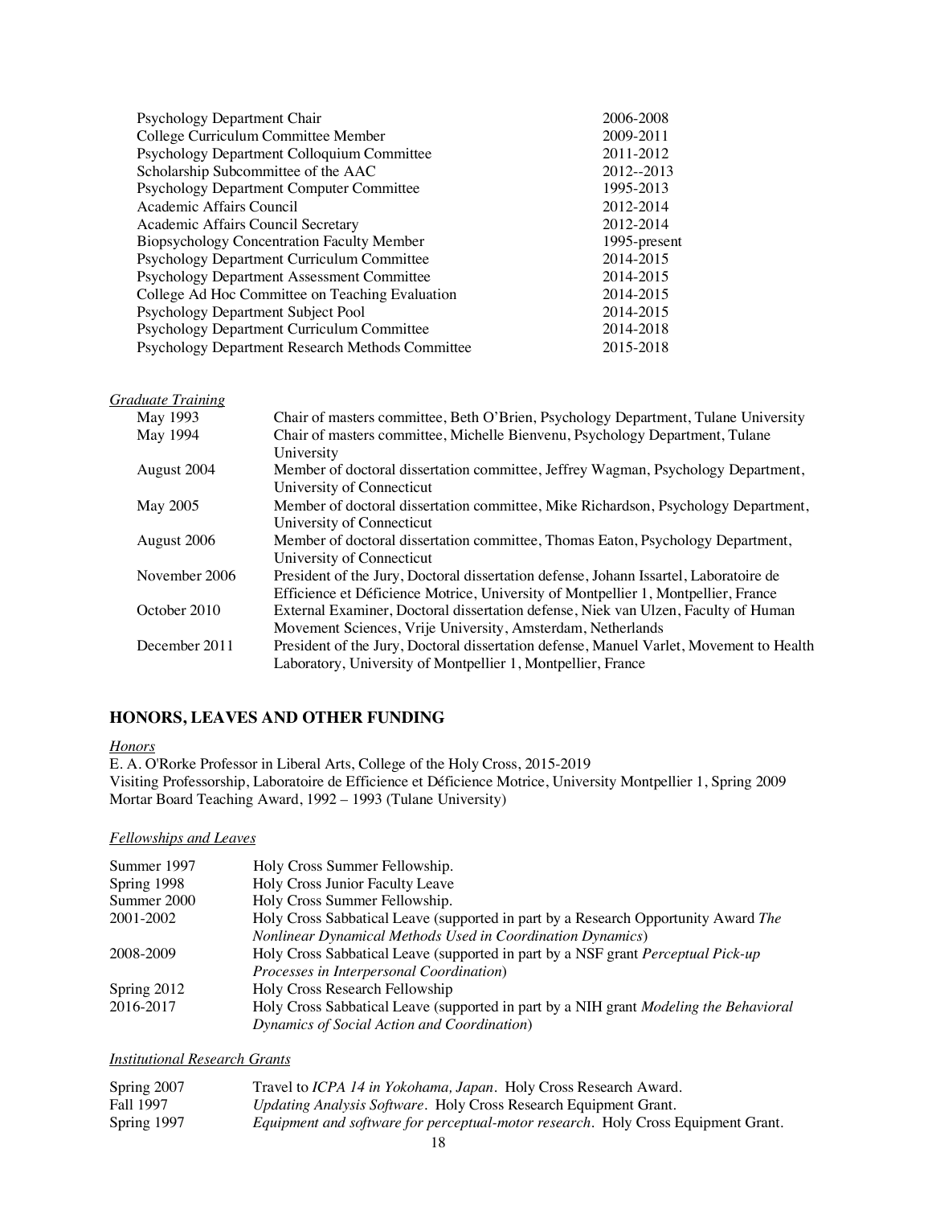| | |
|---|---|
| Psychology Department Chair | 2006-2008 |
| College Curriculum Committee Member | 2009-2011 |
| Psychology Department Colloquium Committee | 2011-2012 |
| Scholarship Subcommittee of the AAC | 2012--2013 |
| Psychology Department Computer Committee | 1995-2013 |
| Academic Affairs Council | 2012-2014 |
| Academic Affairs Council Secretary | 2012-2014 |
| Biopsychology Concentration Faculty Member | 1995-present |
| Psychology Department Curriculum Committee | 2014-2015 |
| Psychology Department Assessment Committee | 2014-2015 |
| College Ad Hoc Committee on Teaching Evaluation | 2014-2015 |
| Psychology Department Subject Pool | 2014-2015 |
| Psychology Department Curriculum Committee | 2014-2018 |
| Psychology Department Research Methods Committee | 2015-2018 |

*Graduate Training*

| | |
|---|---|
| May 1993 | Chair of masters committee, Beth O'Brien, Psychology Department, Tulane University |
| May 1994 | Chair of masters committee, Michelle Bienvenu, Psychology Department, Tulane University |
| August 2004 | Member of doctoral dissertation committee, Jeffrey Wagman, Psychology Department, University of Connecticut |
| May 2005 | Member of doctoral dissertation committee, Mike Richardson, Psychology Department, University of Connecticut |
| August 2006 | Member of doctoral dissertation committee, Thomas Eaton, Psychology Department, University of Connecticut |
| November 2006 | President of the Jury, Doctoral dissertation defense, Johann Issartel, Laboratoire de Efficience et Déficience Motrice, University of Montpellier 1, Montpellier, France |
| October 2010 | External Examiner, Doctoral dissertation defense, Niek van Ulzen, Faculty of Human Movement Sciences, Vrije University, Amsterdam, Netherlands |
| December 2011 | President of the Jury, Doctoral dissertation defense, Manuel Varlet, Movement to Health Laboratory, University of Montpellier 1, Montpellier, France |

## HONORS, LEAVES AND OTHER FUNDING

*Honors*

E. A. O'Rorke Professor in Liberal Arts, College of the Holy Cross, 2015-2019
Visiting Professorship, Laboratoire de Efficience et Déficience Motrice, University Montpellier 1, Spring 2009
Mortar Board Teaching Award, 1992 – 1993 (Tulane University)

*Fellowships and Leaves*

| | |
|---|---|
| Summer 1997 | Holy Cross Summer Fellowship. |
| Spring 1998 | Holy Cross Junior Faculty Leave |
| Summer 2000 | Holy Cross Summer Fellowship. |
| 2001-2002 | Holy Cross Sabbatical Leave (supported in part by a Research Opportunity Award *The Nonlinear Dynamical Methods Used in Coordination Dynamics*) |
| 2008-2009 | Holy Cross Sabbatical Leave (supported in part by a NSF grant *Perceptual Pick-up Processes in Interpersonal Coordination*) |
| Spring 2012 | Holy Cross Research Fellowship |
| 2016-2017 | Holy Cross Sabbatical Leave (supported in part by a NIH grant *Modeling the Behavioral Dynamics of Social Action and Coordination*) |

*Institutional Research Grants*

| | |
|---|---|
| Spring 2007 | Travel to *ICPA 14 in Yokohama, Japan*. Holy Cross Research Award. |
| Fall 1997 | *Updating Analysis Software*. Holy Cross Research Equipment Grant. |
| Spring 1997 | *Equipment and software for perceptual-motor research*. Holy Cross Equipment Grant. |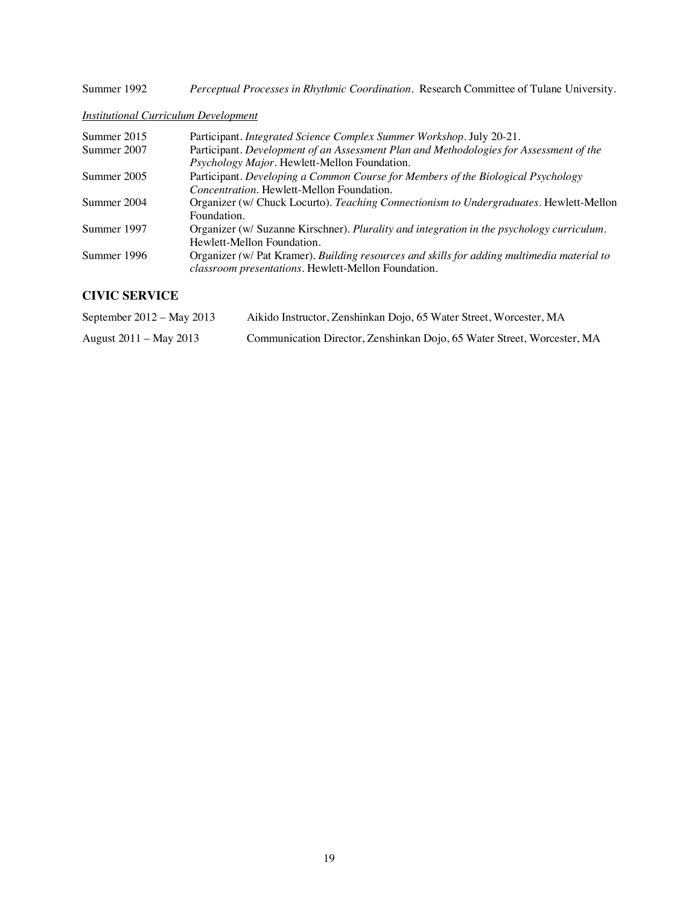| | |
|---|---|
| Summer 1992 | *Perceptual Processes in Rhythmic Coordination*. Research Committee of Tulane University. |

*Institutional Curriculum Development*

| | |
|---|---|
| Summer 2015 | Participant. *Integrated Science Complex Summer Workshop*. July 20-21. |
| Summer 2007 | Participant. *Development of an Assessment Plan and Methodologies for Assessment of the Psychology Major*. Hewlett-Mellon Foundation. |
| Summer 2005 | Participant. *Developing a Common Course for Members of the Biological Psychology Concentration*. Hewlett-Mellon Foundation. |
| Summer 2004 | Organizer (w/ Chuck Locurto). *Teaching Connectionism to Undergraduates*. Hewlett-Mellon Foundation. |
| Summer 1997 | Organizer (w/ Suzanne Kirschner). *Plurality and integration in the psychology curriculum*. Hewlett-Mellon Foundation. |
| Summer 1996 | Organizer (w/ Pat Kramer). *Building resources and skills for adding multimedia material to classroom presentations*. Hewlett-Mellon Foundation. |

## CIVIC SERVICE

| | |
|---|---|
| September 2012 – May 2013 | Aikido Instructor, Zenshinkan Dojo, 65 Water Street, Worcester, MA |
| August 2011 – May 2013 | Communication Director, Zenshinkan Dojo, 65 Water Street, Worcester, MA |